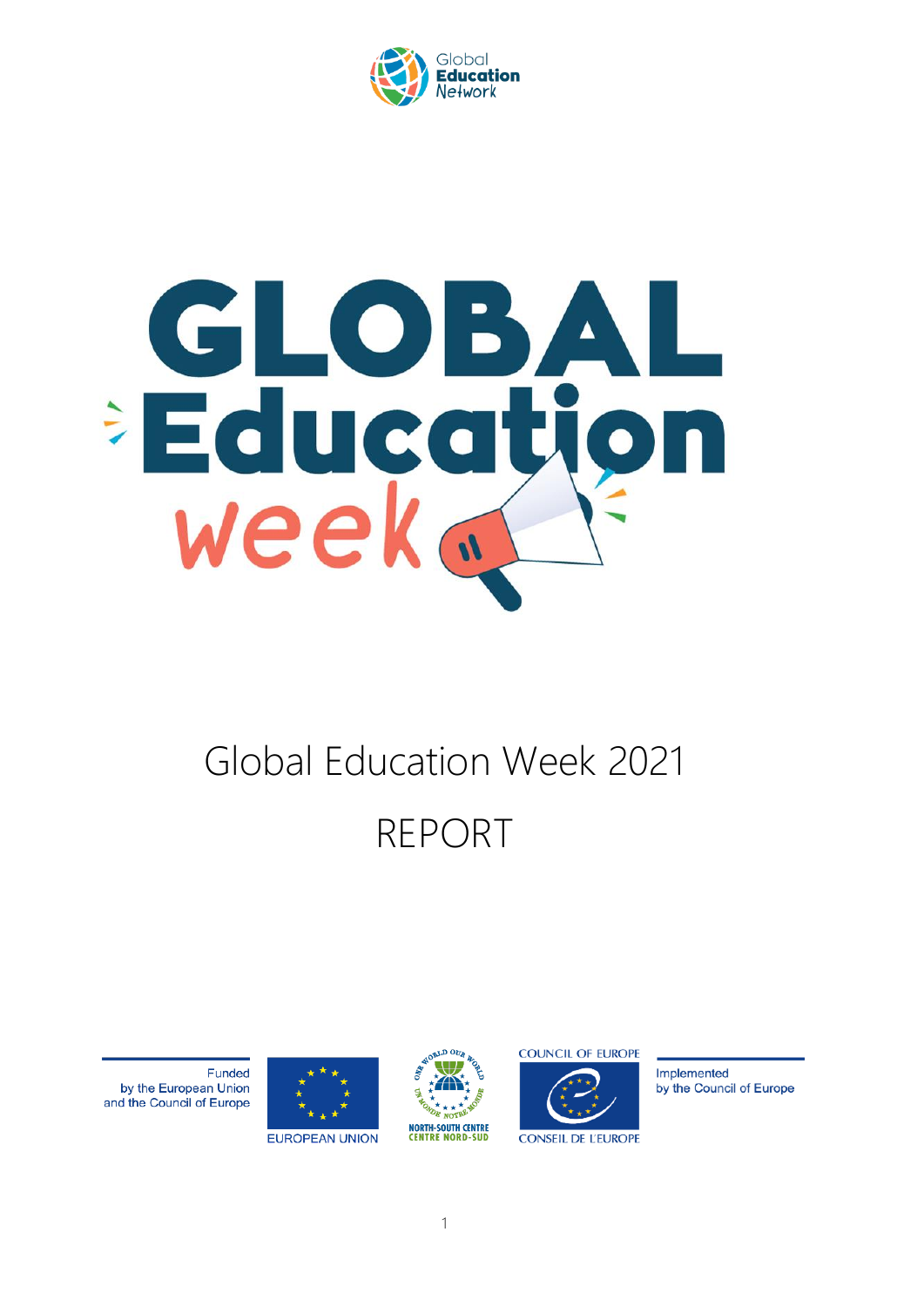Global Education Network

# GLOBAL Education week

# Global Education Week 2021

# REPORT

Funded by the European Union and the Council of Europe

EUROPEAN UNION

ONE WORLD OUR WORLD
UN MONDE NOTRE MONDE
NORTH-SOUTH CENTRE
CENTRE NORD-SUD

COUNCIL OF EUROPE
CONSEIL DE L'EUROPE

Implemented by the Council of Europe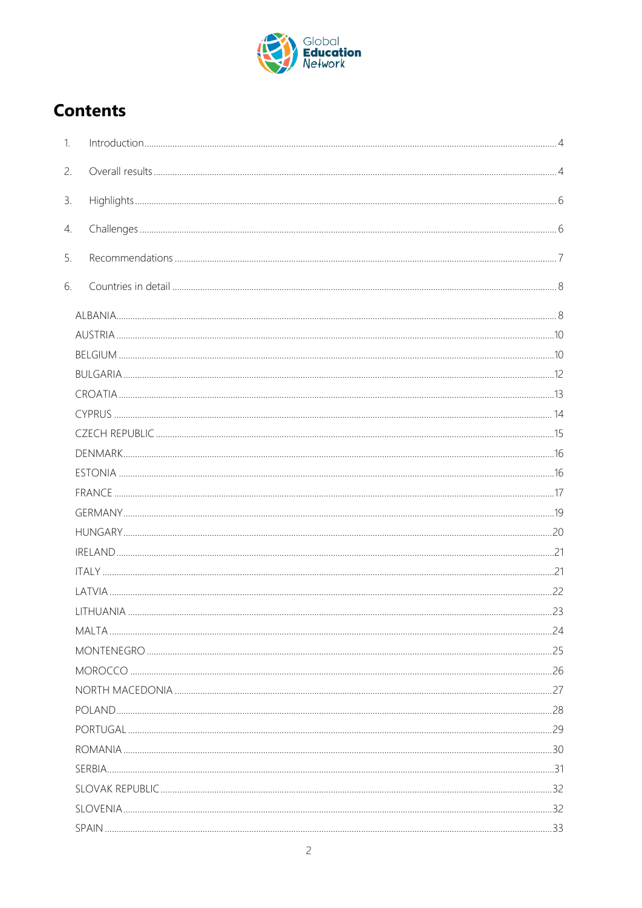# Contents

1. Introduction ..... 4
2. Overall results ..... 4
3. Highlights ..... 6
4. Challenges ..... 6
5. Recommendations ..... 7
6. Countries in detail ..... 8

ALBANIA ..... 8
AUSTRIA ..... 10
BELGIUM ..... 10
BULGARIA ..... 12
CROATIA ..... 13
CYPRUS ..... 14
CZECH REPUBLIC ..... 15
DENMARK ..... 16
ESTONIA ..... 16
FRANCE ..... 17
GERMANY ..... 19
HUNGARY ..... 20
IRELAND ..... 21
ITALY ..... 21
LATVIA ..... 22
LITHUANIA ..... 23
MALTA ..... 24
MONTENEGRO ..... 25
MOROCCO ..... 26
NORTH MACEDONIA ..... 27
POLAND ..... 28
PORTUGAL ..... 29
ROMANIA ..... 30
SERBIA ..... 31
SLOVAK REPUBLIC ..... 32
SLOVENIA ..... 32
SPAIN ..... 33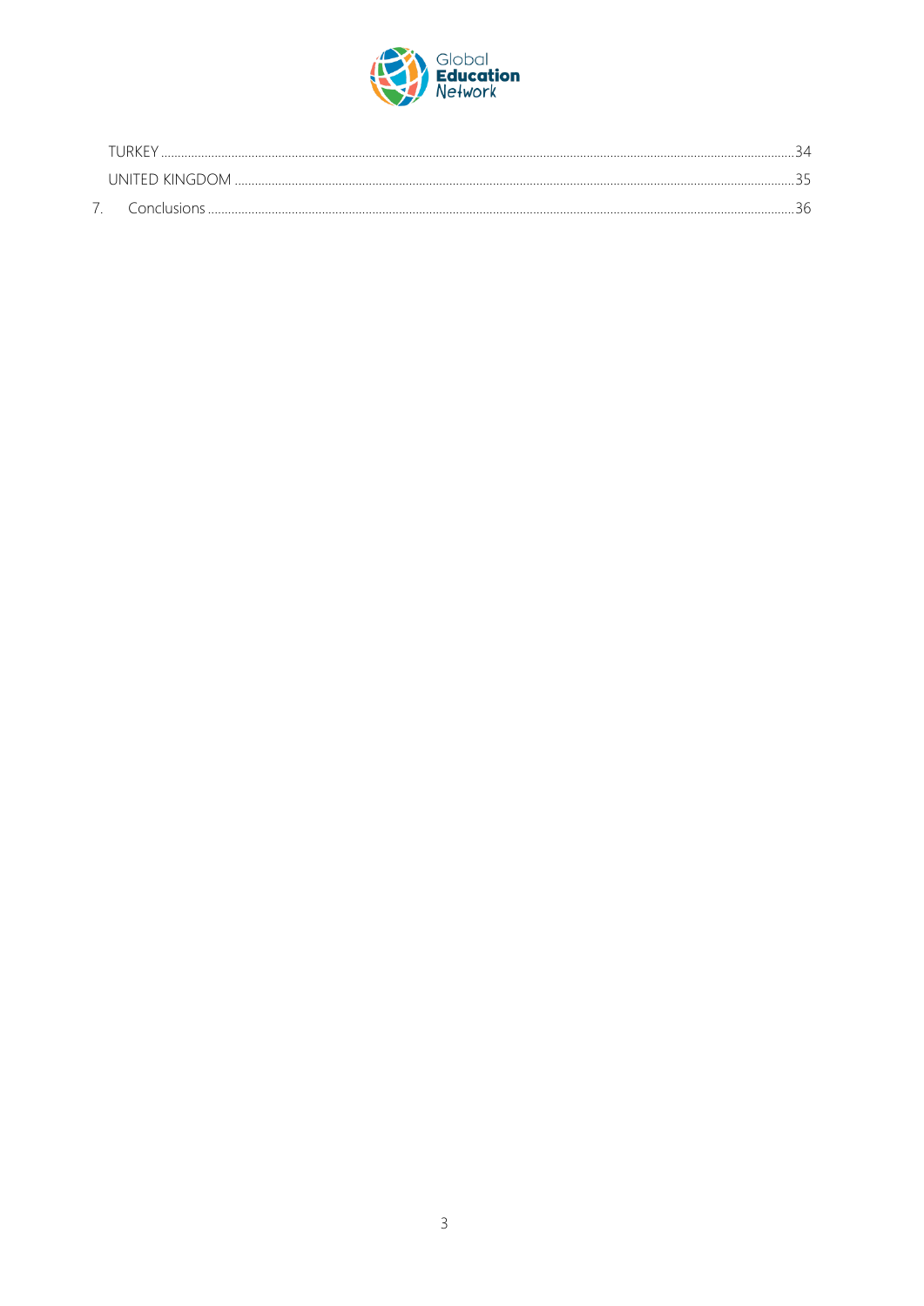TURKEY .......... 34

UNITED KINGDOM .......... 35

7. Conclusions .......... 36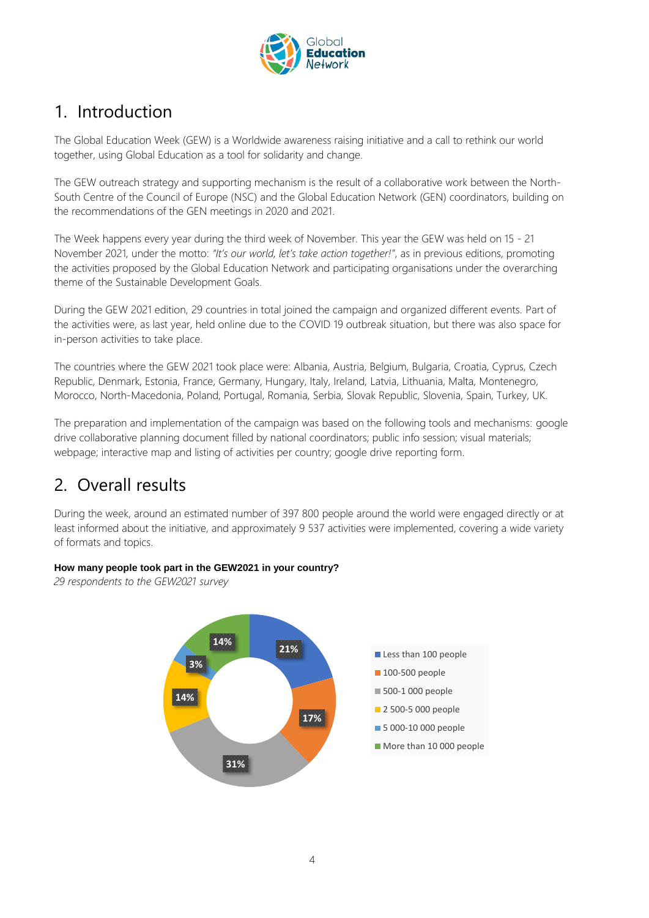# 1. Introduction

The Global Education Week (GEW) is a Worldwide awareness raising initiative and a call to rethink our world together, using Global Education as a tool for solidarity and change.

The GEW outreach strategy and supporting mechanism is the result of a collaborative work between the North-South Centre of the Council of Europe (NSC) and the Global Education Network (GEN) coordinators, building on the recommendations of the GEN meetings in 2020 and 2021.

The Week happens every year during the third week of November. This year the GEW was held on 15 - 21 November 2021, under the motto: *"It's our world, let's take action together!"*, as in previous editions, promoting the activities proposed by the Global Education Network and participating organisations under the overarching theme of the Sustainable Development Goals.

During the GEW 2021 edition, 29 countries in total joined the campaign and organized different events. Part of the activities were, as last year, held online due to the COVID 19 outbreak situation, but there was also space for in-person activities to take place.

The countries where the GEW 2021 took place were: Albania, Austria, Belgium, Bulgaria, Croatia, Cyprus, Czech Republic, Denmark, Estonia, France, Germany, Hungary, Italy, Ireland, Latvia, Lithuania, Malta, Montenegro, Morocco, North-Macedonia, Poland, Portugal, Romania, Serbia, Slovak Republic, Slovenia, Spain, Turkey, UK.

The preparation and implementation of the campaign was based on the following tools and mechanisms: google drive collaborative planning document filled by national coordinators; public info session; visual materials; webpage; interactive map and listing of activities per country; google drive reporting form.

# 2. Overall results

During the week, around an estimated number of 397 800 people around the world were engaged directly or at least informed about the initiative, and approximately 9 537 activities were implemented, covering a wide variety of formats and topics.

**How many people took part in the GEW2021 in your country?**
*29 respondents to the GEW2021 survey*

| Number of people | Share |
|---|---|
| Less than 100 people | 21% |
| 100-500 people | 17% |
| 500-1 000 people | 31% |
| 2 500-5 000 people | 14% |
| 5 000-10 000 people | 3% |
| More than 10 000 people | 14% |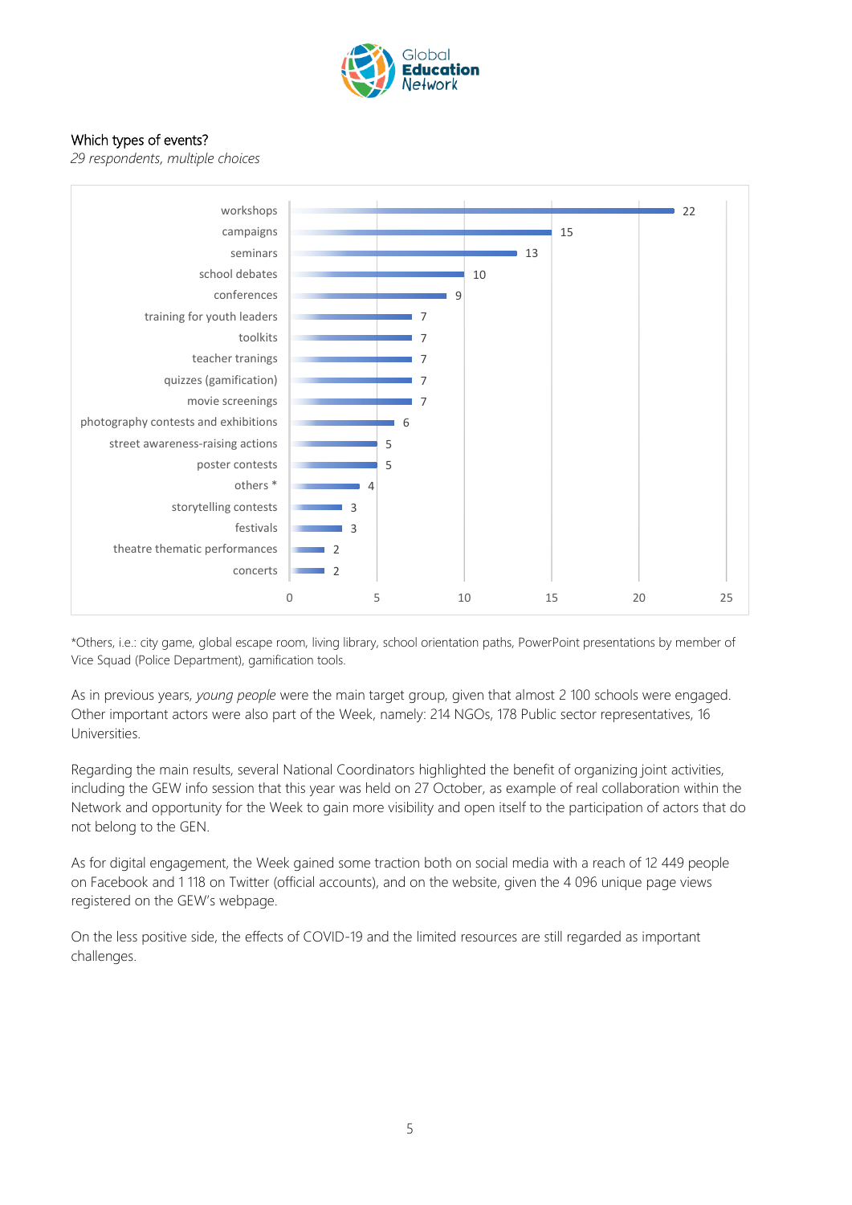Which types of events?

*29 respondents, multiple choices*

| Type of event | Respondents |
|---|---|
| workshops | 22 |
| campaigns | 15 |
| seminars | 13 |
| school debates | 10 |
| conferences | 9 |
| training for youth leaders | 7 |
| toolkits | 7 |
| teacher tranings | 7 |
| quizzes (gamification) | 7 |
| movie screenings | 7 |
| photography contests and exhibitions | 6 |
| street awareness-raising actions | 5 |
| poster contests | 5 |
| others * | 4 |
| storytelling contests | 3 |
| festivals | 3 |
| theatre thematic performances | 2 |
| concerts | 2 |

*Others, i.e.: city game, global escape room, living library, school orientation paths, PowerPoint presentations by member of Vice Squad (Police Department), gamification tools.

As in previous years, *young people* were the main target group, given that almost 2 100 schools were engaged. Other important actors were also part of the Week, namely: 214 NGOs, 178 Public sector representatives, 16 Universities.

Regarding the main results, several National Coordinators highlighted the benefit of organizing joint activities, including the GEW info session that this year was held on 27 October, as example of real collaboration within the Network and opportunity for the Week to gain more visibility and open itself to the participation of actors that do not belong to the GEN.

As for digital engagement, the Week gained some traction both on social media with a reach of 12 449 people on Facebook and 1 118 on Twitter (official accounts), and on the website, given the 4 096 unique page views registered on the GEW's webpage.

On the less positive side, the effects of COVID-19 and the limited resources are still regarded as important challenges.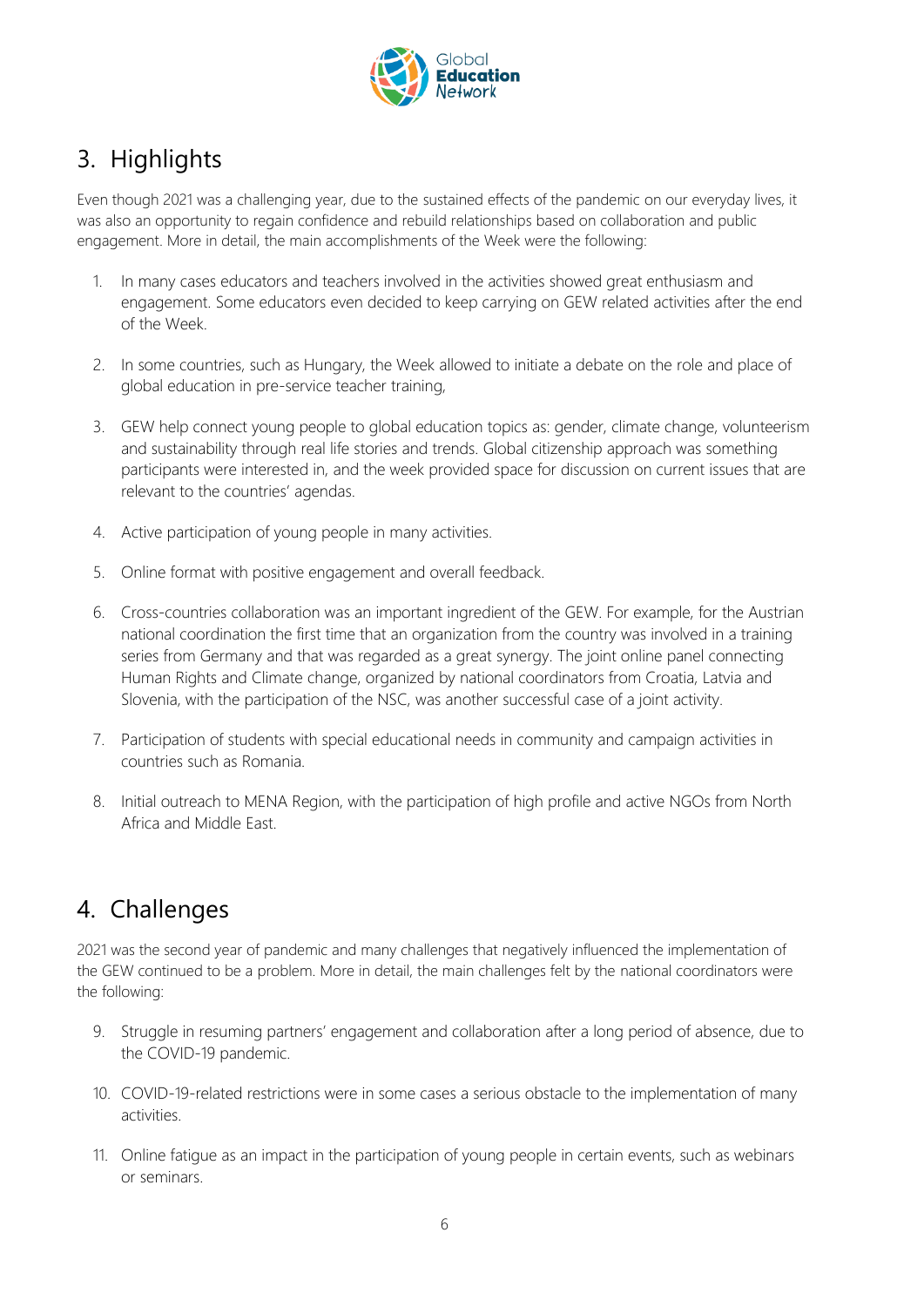## 3. Highlights

Even though 2021 was a challenging year, due to the sustained effects of the pandemic on our everyday lives, it was also an opportunity to regain confidence and rebuild relationships based on collaboration and public engagement. More in detail, the main accomplishments of the Week were the following:

1. In many cases educators and teachers involved in the activities showed great enthusiasm and engagement. Some educators even decided to keep carrying on GEW related activities after the end of the Week.

2. In some countries, such as Hungary, the Week allowed to initiate a debate on the role and place of global education in pre-service teacher training,

3. GEW help connect young people to global education topics as: gender, climate change, volunteerism and sustainability through real life stories and trends. Global citizenship approach was something participants were interested in, and the week provided space for discussion on current issues that are relevant to the countries' agendas.

4. Active participation of young people in many activities.

5. Online format with positive engagement and overall feedback.

6. Cross-countries collaboration was an important ingredient of the GEW. For example, for the Austrian national coordination the first time that an organization from the country was involved in a training series from Germany and that was regarded as a great synergy. The joint online panel connecting Human Rights and Climate change, organized by national coordinators from Croatia, Latvia and Slovenia, with the participation of the NSC, was another successful case of a joint activity.

7. Participation of students with special educational needs in community and campaign activities in countries such as Romania.

8. Initial outreach to MENA Region, with the participation of high profile and active NGOs from North Africa and Middle East.

## 4. Challenges

2021 was the second year of pandemic and many challenges that negatively influenced the implementation of the GEW continued to be a problem. More in detail, the main challenges felt by the national coordinators were the following:

9. Struggle in resuming partners' engagement and collaboration after a long period of absence, due to the COVID-19 pandemic.

10. COVID-19-related restrictions were in some cases a serious obstacle to the implementation of many activities.

11. Online fatigue as an impact in the participation of young people in certain events, such as webinars or seminars.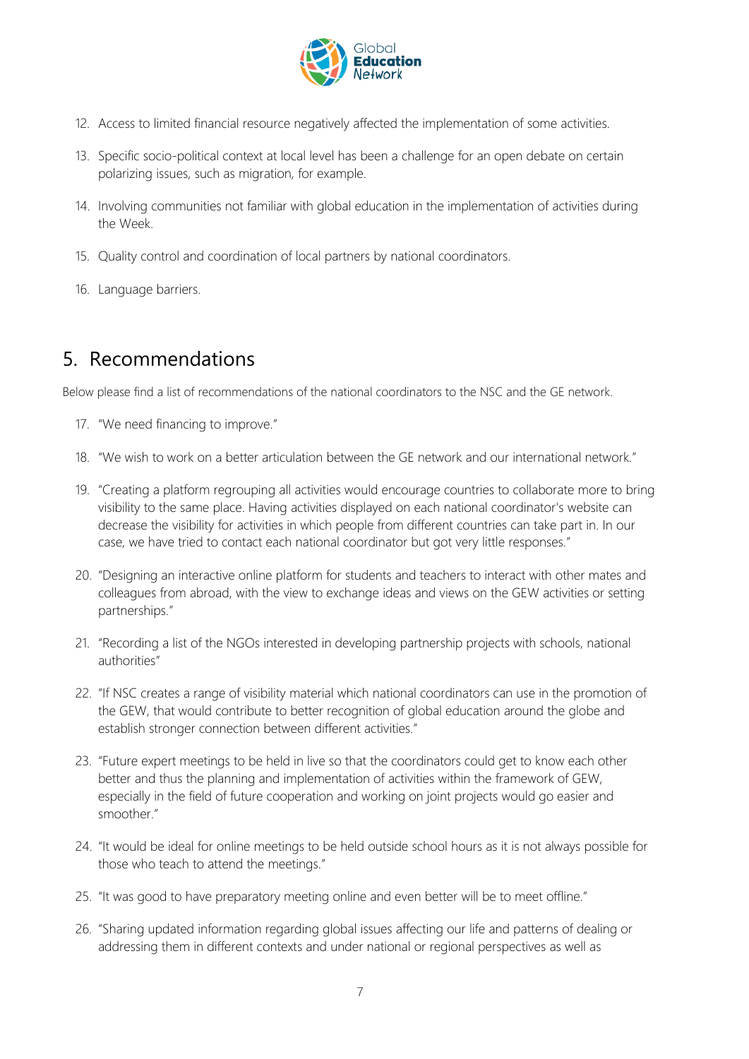12. Access to limited financial resource negatively affected the implementation of some activities.

13. Specific socio-political context at local level has been a challenge for an open debate on certain polarizing issues, such as migration, for example.

14. Involving communities not familiar with global education in the implementation of activities during the Week.

15. Quality control and coordination of local partners by national coordinators.

16. Language barriers.

## 5. Recommendations

Below please find a list of recommendations of the national coordinators to the NSC and the GE network.

17. "We need financing to improve."

18. "We wish to work on a better articulation between the GE network and our international network."

19. "Creating a platform regrouping all activities would encourage countries to collaborate more to bring visibility to the same place. Having activities displayed on each national coordinator's website can decrease the visibility for activities in which people from different countries can take part in. In our case, we have tried to contact each national coordinator but got very little responses."

20. "Designing an interactive online platform for students and teachers to interact with other mates and colleagues from abroad, with the view to exchange ideas and views on the GEW activities or setting partnerships."

21. "Recording a list of the NGOs interested in developing partnership projects with schools, national authorities"

22. "If NSC creates a range of visibility material which national coordinators can use in the promotion of the GEW, that would contribute to better recognition of global education around the globe and establish stronger connection between different activities."

23. "Future expert meetings to be held in live so that the coordinators could get to know each other better and thus the planning and implementation of activities within the framework of GEW, especially in the field of future cooperation and working on joint projects would go easier and smoother."

24. "It would be ideal for online meetings to be held outside school hours as it is not always possible for those who teach to attend the meetings."

25. "It was good to have preparatory meeting online and even better will be to meet offline."

26. "Sharing updated information regarding global issues affecting our life and patterns of dealing or addressing them in different contexts and under national or regional perspectives as well as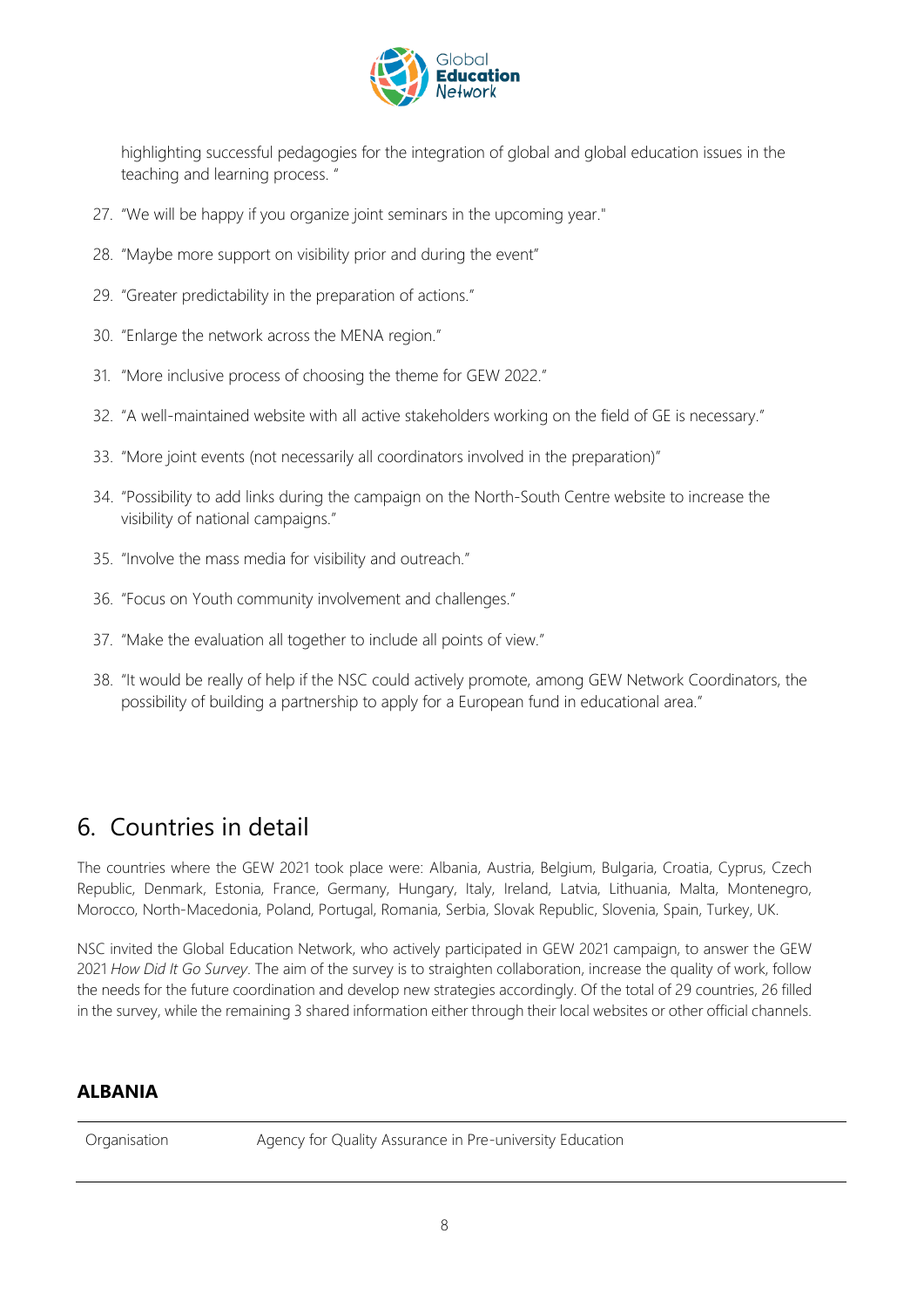highlighting successful pedagogies for the integration of global and global education issues in the teaching and learning process. "

27. "We will be happy if you organize joint seminars in the upcoming year."
28. "Maybe more support on visibility prior and during the event"
29. "Greater predictability in the preparation of actions."
30. "Enlarge the network across the MENA region."
31. "More inclusive process of choosing the theme for GEW 2022."
32. "A well-maintained website with all active stakeholders working on the field of GE is necessary."
33. "More joint events (not necessarily all coordinators involved in the preparation)"
34. "Possibility to add links during the campaign on the North-South Centre website to increase the visibility of national campaigns."
35. "Involve the mass media for visibility and outreach."
36. "Focus on Youth community involvement and challenges."
37. "Make the evaluation all together to include all points of view."
38. "It would be really of help if the NSC could actively promote, among GEW Network Coordinators, the possibility of building a partnership to apply for a European fund in educational area."

# 6. Countries in detail

The countries where the GEW 2021 took place were: Albania, Austria, Belgium, Bulgaria, Croatia, Cyprus, Czech Republic, Denmark, Estonia, France, Germany, Hungary, Italy, Ireland, Latvia, Lithuania, Malta, Montenegro, Morocco, North-Macedonia, Poland, Portugal, Romania, Serbia, Slovak Republic, Slovenia, Spain, Turkey, UK.

NSC invited the Global Education Network, who actively participated in GEW 2021 campaign, to answer the GEW 2021 *How Did It Go Survey*. The aim of the survey is to straighten collaboration, increase the quality of work, follow the needs for the future coordination and develop new strategies accordingly. Of the total of 29 countries, 26 filled in the survey, while the remaining 3 shared information either through their local websites or other official channels.

### ALBANIA

| Organisation | Agency for Quality Assurance in Pre-university Education |
| --- | --- |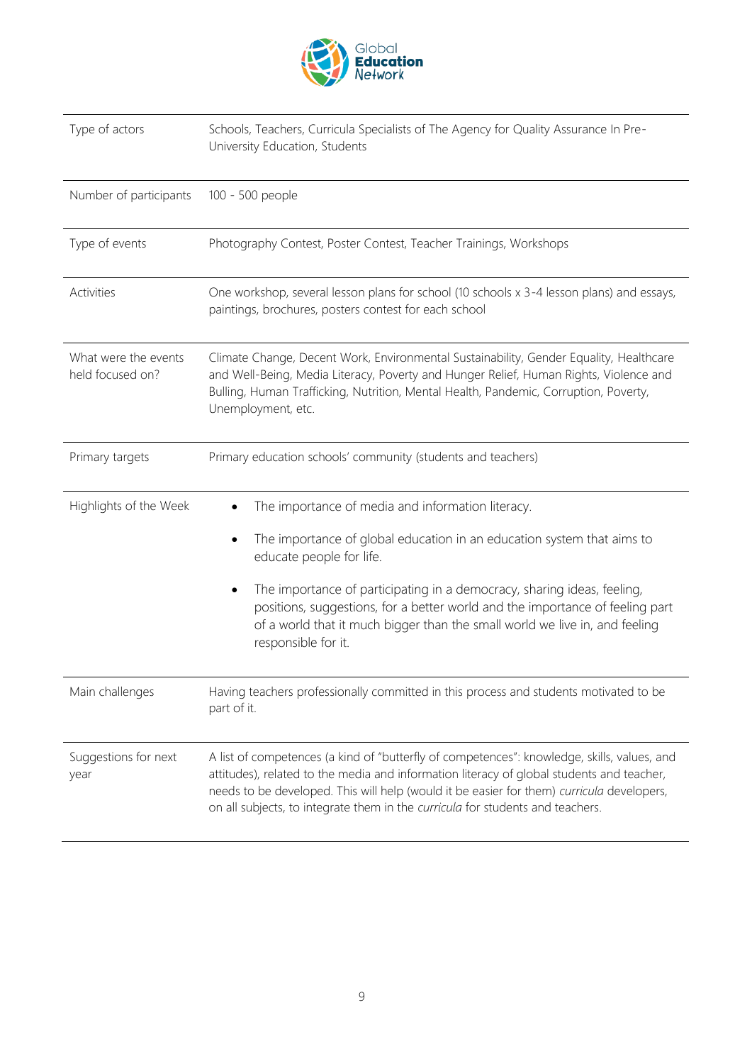| Type of actors | Schools, Teachers, Curricula Specialists of The Agency for Quality Assurance In Pre-University Education, Students |
|---|---|
| Number of participants | 100 - 500 people |
| Type of events | Photography Contest, Poster Contest, Teacher Trainings, Workshops |
| Activities | One workshop, several lesson plans for school (10 schools x 3-4 lesson plans) and essays, paintings, brochures, posters contest for each school |
| What were the events held focused on? | Climate Change, Decent Work, Environmental Sustainability, Gender Equality, Healthcare and Well-Being, Media Literacy, Poverty and Hunger Relief, Human Rights, Violence and Bulling, Human Trafficking, Nutrition, Mental Health, Pandemic, Corruption, Poverty, Unemployment, etc. |
| Primary targets | Primary education schools' community (students and teachers) |
| Highlights of the Week | • The importance of media and information literacy.<br>• The importance of global education in an education system that aims to educate people for life.<br>• The importance of participating in a democracy, sharing ideas, feeling, positions, suggestions, for a better world and the importance of feeling part of a world that it much bigger than the small world we live in, and feeling responsible for it. |
| Main challenges | Having teachers professionally committed in this process and students motivated to be part of it. |
| Suggestions for next year | A list of competences (a kind of "butterfly of competences": knowledge, skills, values, and attitudes), related to the media and information literacy of global students and teacher, needs to be developed. This will help (would it be easier for them) *curricula* developers, on all subjects, to integrate them in the *curricula* for students and teachers. |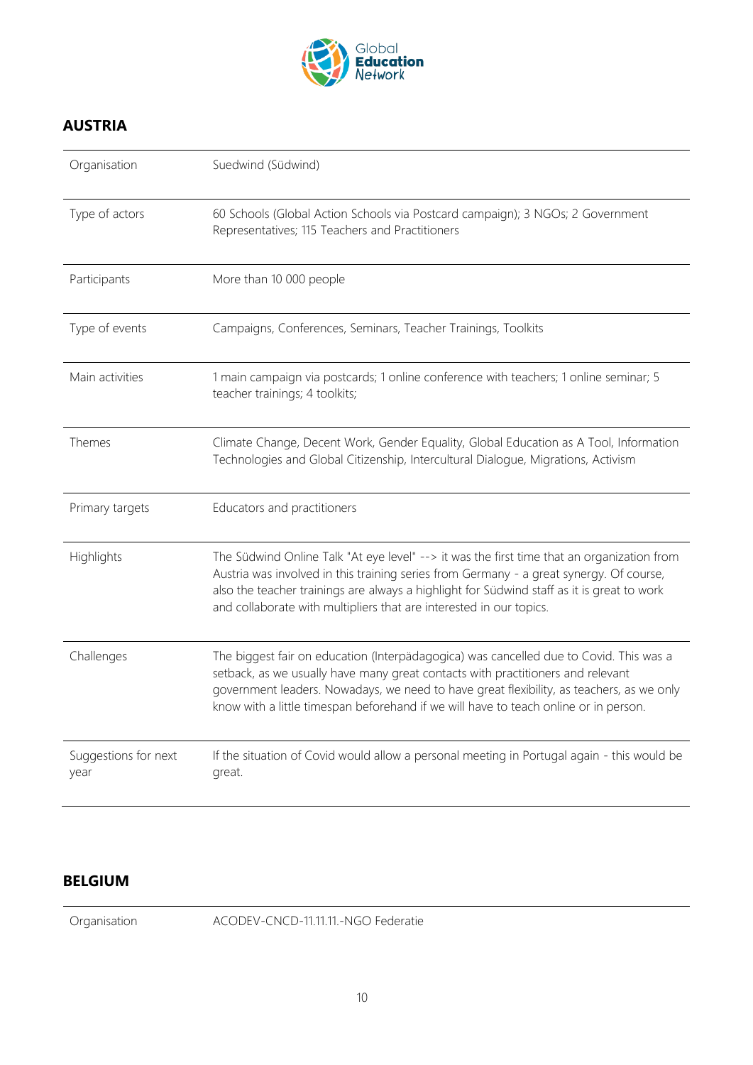## AUSTRIA

| | |
|---|---|
| Organisation | Suedwind (Südwind) |
| Type of actors | 60 Schools (Global Action Schools via Postcard campaign); 3 NGOs; 2 Government Representatives; 115 Teachers and Practitioners |
| Participants | More than 10 000 people |
| Type of events | Campaigns, Conferences, Seminars, Teacher Trainings, Toolkits |
| Main activities | 1 main campaign via postcards; 1 online conference with teachers; 1 online seminar; 5 teacher trainings; 4 toolkits; |
| Themes | Climate Change, Decent Work, Gender Equality, Global Education as A Tool, Information Technologies and Global Citizenship, Intercultural Dialogue, Migrations, Activism |
| Primary targets | Educators and practitioners |
| Highlights | The Südwind Online Talk "At eye level" --> it was the first time that an organization from Austria was involved in this training series from Germany - a great synergy. Of course, also the teacher trainings are always a highlight for Südwind staff as it is great to work and collaborate with multipliers that are interested in our topics. |
| Challenges | The biggest fair on education (Interpädagogica) was cancelled due to Covid. This was a setback, as we usually have many great contacts with practitioners and relevant government leaders. Nowadays, we need to have great flexibility, as teachers, as we only know with a little timespan beforehand if we will have to teach online or in person. |
| Suggestions for next year | If the situation of Covid would allow a personal meeting in Portugal again - this would be great. |

## BELGIUM

| | |
|---|---|
| Organisation | ACODEV-CNCD-11.11.11.-NGO Federatie |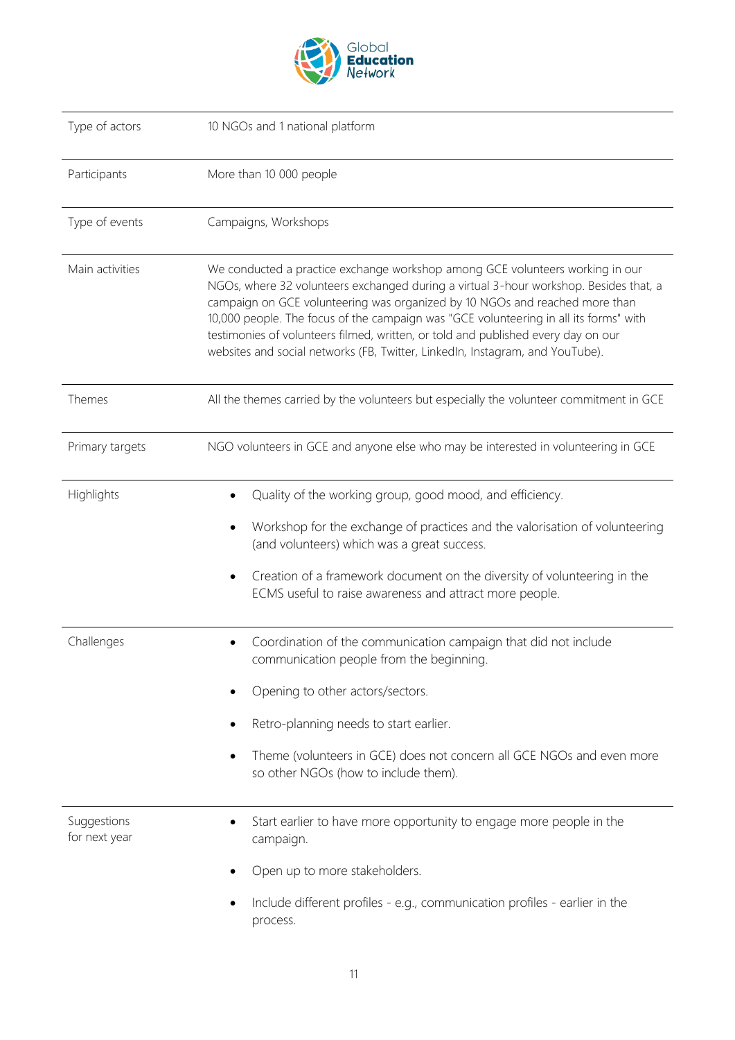| | |
|---|---|
| Type of actors | 10 NGOs and 1 national platform |
| Participants | More than 10 000 people |
| Type of events | Campaigns, Workshops |
| Main activities | We conducted a practice exchange workshop among GCE volunteers working in our NGOs, where 32 volunteers exchanged during a virtual 3-hour workshop. Besides that, a campaign on GCE volunteering was organized by 10 NGOs and reached more than 10,000 people. The focus of the campaign was "GCE volunteering in all its forms" with testimonies of volunteers filmed, written, or told and published every day on our websites and social networks (FB, Twitter, LinkedIn, Instagram, and YouTube). |
| Themes | All the themes carried by the volunteers but especially the volunteer commitment in GCE |
| Primary targets | NGO volunteers in GCE and anyone else who may be interested in volunteering in GCE |
| Highlights | • Quality of the working group, good mood, and efficiency.<br>• Workshop for the exchange of practices and the valorisation of volunteering (and volunteers) which was a great success.<br>• Creation of a framework document on the diversity of volunteering in the ECMS useful to raise awareness and attract more people. |
| Challenges | • Coordination of the communication campaign that did not include communication people from the beginning.<br>• Opening to other actors/sectors.<br>• Retro-planning needs to start earlier.<br>• Theme (volunteers in GCE) does not concern all GCE NGOs and even more so other NGOs (how to include them). |
| Suggestions for next year | • Start earlier to have more opportunity to engage more people in the campaign.<br>• Open up to more stakeholders.<br>• Include different profiles - e.g., communication profiles - earlier in the process. |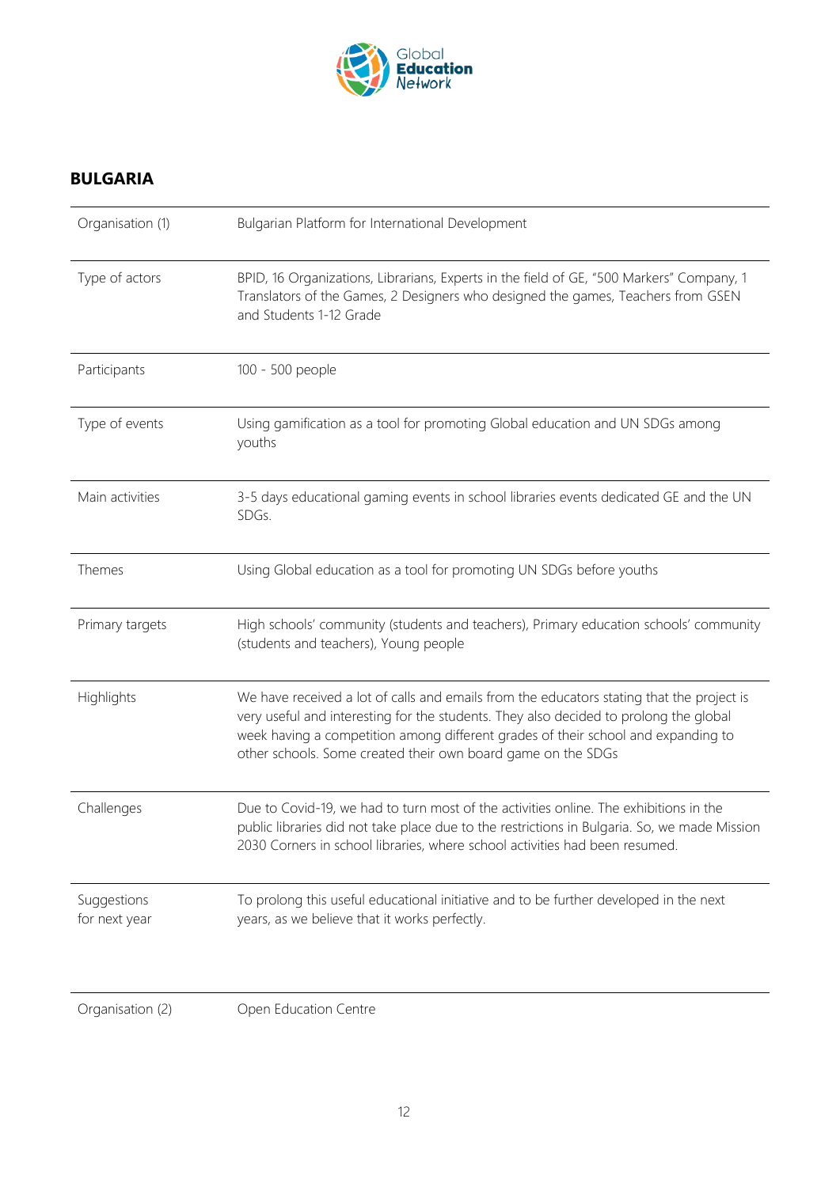## BULGARIA

| | |
|---|---|
| Organisation (1) | Bulgarian Platform for International Development |
| Type of actors | BPID, 16 Organizations, Librarians, Experts in the field of GE, "500 Markers" Company, 1 Translators of the Games, 2 Designers who designed the games, Teachers from GSEN and Students 1-12 Grade |
| Participants | 100 - 500 people |
| Type of events | Using gamification as a tool for promoting Global education and UN SDGs among youths |
| Main activities | 3-5 days educational gaming events in school libraries events dedicated GE and the UN SDGs. |
| Themes | Using Global education as a tool for promoting UN SDGs before youths |
| Primary targets | High schools' community (students and teachers), Primary education schools' community (students and teachers), Young people |
| Highlights | We have received a lot of calls and emails from the educators stating that the project is very useful and interesting for the students. They also decided to prolong the global week having a competition among different grades of their school and expanding to other schools. Some created their own board game on the SDGs |
| Challenges | Due to Covid-19, we had to turn most of the activities online. The exhibitions in the public libraries did not take place due to the restrictions in Bulgaria. So, we made Mission 2030 Corners in school libraries, where school activities had been resumed. |
| Suggestions for next year | To prolong this useful educational initiative and to be further developed in the next years, as we believe that it works perfectly. |

| | |
|---|---|
| Organisation (2) | Open Education Centre |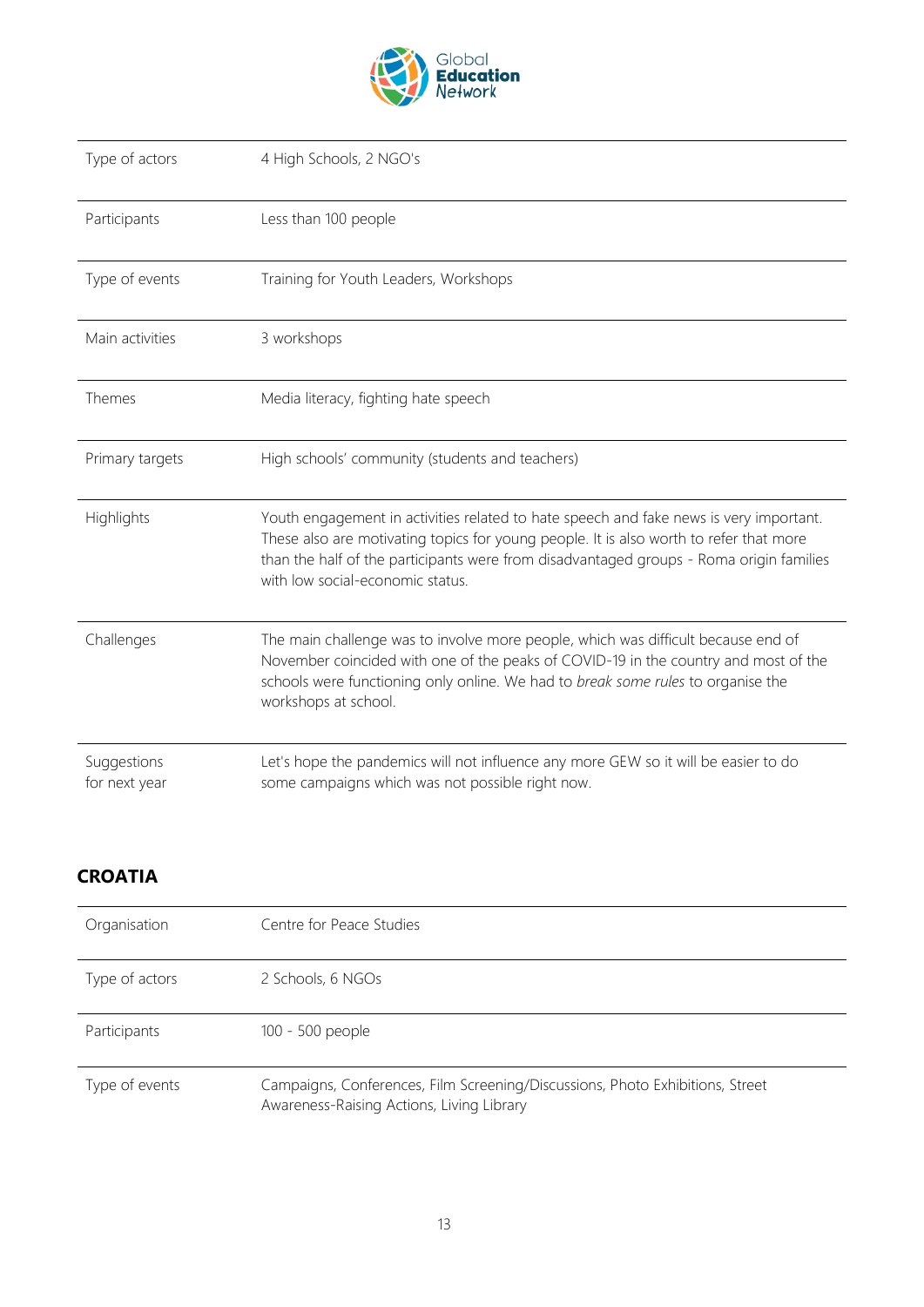| | |
|---|---|
| Type of actors | 4 High Schools, 2 NGO's |
| Participants | Less than 100 people |
| Type of events | Training for Youth Leaders, Workshops |
| Main activities | 3 workshops |
| Themes | Media literacy, fighting hate speech |
| Primary targets | High schools' community (students and teachers) |
| Highlights | Youth engagement in activities related to hate speech and fake news is very important. These also are motivating topics for young people. It is also worth to refer that more than the half of the participants were from disadvantaged groups - Roma origin families with low social-economic status. |
| Challenges | The main challenge was to involve more people, which was difficult because end of November coincided with one of the peaks of COVID-19 in the country and most of the schools were functioning only online. We had to *break some rules* to organise the workshops at school. |
| Suggestions for next year | Let's hope the pandemics will not influence any more GEW so it will be easier to do some campaigns which was not possible right now. |

## CROATIA

| | |
|---|---|
| Organisation | Centre for Peace Studies |
| Type of actors | 2 Schools, 6 NGOs |
| Participants | 100 - 500 people |
| Type of events | Campaigns, Conferences, Film Screening/Discussions, Photo Exhibitions, Street Awareness-Raising Actions, Living Library |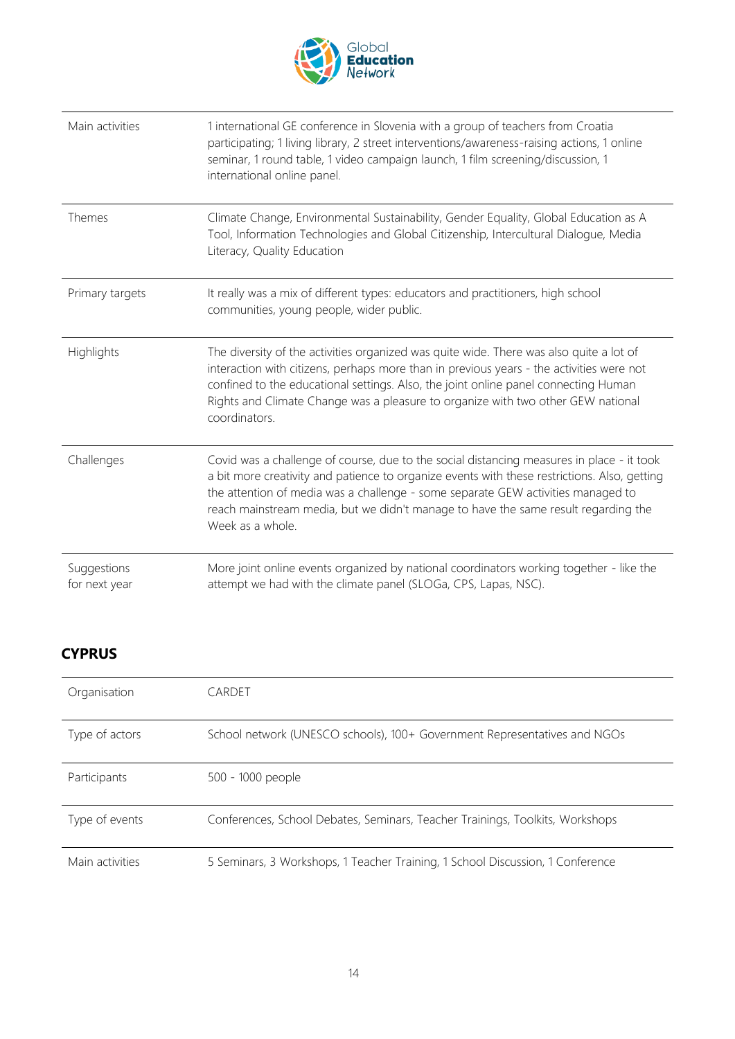| | |
|---|---|
| Main activities | 1 international GE conference in Slovenia with a group of teachers from Croatia participating; 1 living library, 2 street interventions/awareness-raising actions, 1 online seminar, 1 round table, 1 video campaign launch, 1 film screening/discussion, 1 international online panel. |
| Themes | Climate Change, Environmental Sustainability, Gender Equality, Global Education as A Tool, Information Technologies and Global Citizenship, Intercultural Dialogue, Media Literacy, Quality Education |
| Primary targets | It really was a mix of different types: educators and practitioners, high school communities, young people, wider public. |
| Highlights | The diversity of the activities organized was quite wide. There was also quite a lot of interaction with citizens, perhaps more than in previous years - the activities were not confined to the educational settings. Also, the joint online panel connecting Human Rights and Climate Change was a pleasure to organize with two other GEW national coordinators. |
| Challenges | Covid was a challenge of course, due to the social distancing measures in place - it took a bit more creativity and patience to organize events with these restrictions. Also, getting the attention of media was a challenge - some separate GEW activities managed to reach mainstream media, but we didn't manage to have the same result regarding the Week as a whole. |
| Suggestions for next year | More joint online events organized by national coordinators working together - like the attempt we had with the climate panel (SLOGa, CPS, Lapas, NSC). |

## CYPRUS

| | |
|---|---|
| Organisation | CARDET |
| Type of actors | School network (UNESCO schools), 100+ Government Representatives and NGOs |
| Participants | 500 - 1000 people |
| Type of events | Conferences, School Debates, Seminars, Teacher Trainings, Toolkits, Workshops |
| Main activities | 5 Seminars, 3 Workshops, 1 Teacher Training, 1 School Discussion, 1 Conference |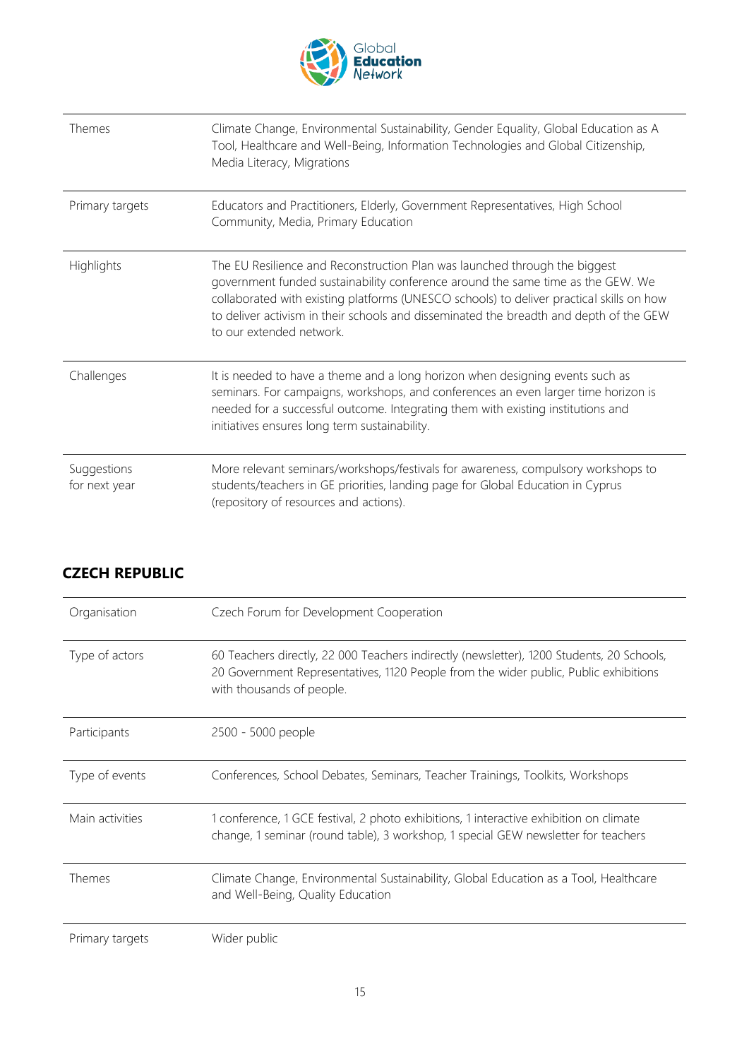| | |
|---|---|
| Themes | Climate Change, Environmental Sustainability, Gender Equality, Global Education as A Tool, Healthcare and Well-Being, Information Technologies and Global Citizenship, Media Literacy, Migrations |
| Primary targets | Educators and Practitioners, Elderly, Government Representatives, High School Community, Media, Primary Education |
| Highlights | The EU Resilience and Reconstruction Plan was launched through the biggest government funded sustainability conference around the same time as the GEW. We collaborated with existing platforms (UNESCO schools) to deliver practical skills on how to deliver activism in their schools and disseminated the breadth and depth of the GEW to our extended network. |
| Challenges | It is needed to have a theme and a long horizon when designing events such as seminars. For campaigns, workshops, and conferences an even larger time horizon is needed for a successful outcome. Integrating them with existing institutions and initiatives ensures long term sustainability. |
| Suggestions for next year | More relevant seminars/workshops/festivals for awareness, compulsory workshops to students/teachers in GE priorities, landing page for Global Education in Cyprus (repository of resources and actions). |

## CZECH REPUBLIC

| | |
|---|---|
| Organisation | Czech Forum for Development Cooperation |
| Type of actors | 60 Teachers directly, 22 000 Teachers indirectly (newsletter), 1200 Students, 20 Schools, 20 Government Representatives, 1120 People from the wider public, Public exhibitions with thousands of people. |
| Participants | 2500 - 5000 people |
| Type of events | Conferences, School Debates, Seminars, Teacher Trainings, Toolkits, Workshops |
| Main activities | 1 conference, 1 GCE festival, 2 photo exhibitions, 1 interactive exhibition on climate change, 1 seminar (round table), 3 workshop, 1 special GEW newsletter for teachers |
| Themes | Climate Change, Environmental Sustainability, Global Education as a Tool, Healthcare and Well-Being, Quality Education |
| Primary targets | Wider public |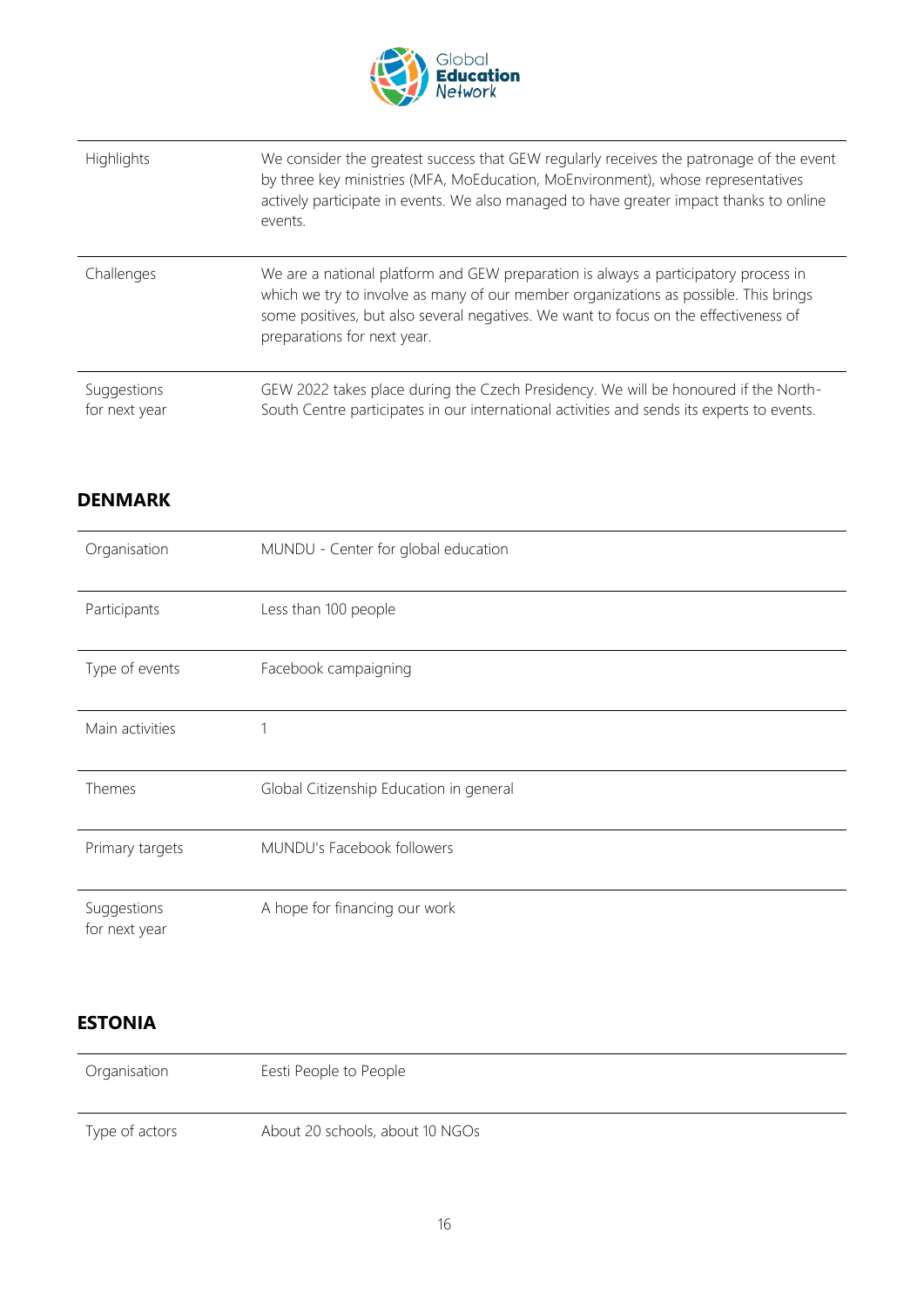| | |
|---|---|
| Highlights | We consider the greatest success that GEW regularly receives the patronage of the event by three key ministries (MFA, MoEducation, MoEnvironment), whose representatives actively participate in events. We also managed to have greater impact thanks to online events. |
| Challenges | We are a national platform and GEW preparation is always a participatory process in which we try to involve as many of our member organizations as possible. This brings some positives, but also several negatives. We want to focus on the effectiveness of preparations for next year. |
| Suggestions for next year | GEW 2022 takes place during the Czech Presidency. We will be honoured if the North-South Centre participates in our international activities and sends its experts to events. |

## DENMARK

| | |
|---|---|
| Organisation | MUNDU - Center for global education |
| Participants | Less than 100 people |
| Type of events | Facebook campaigning |
| Main activities | 1 |
| Themes | Global Citizenship Education in general |
| Primary targets | MUNDU's Facebook followers |
| Suggestions for next year | A hope for financing our work |

## ESTONIA

| | |
|---|---|
| Organisation | Eesti People to People |
| Type of actors | About 20 schools, about 10 NGOs |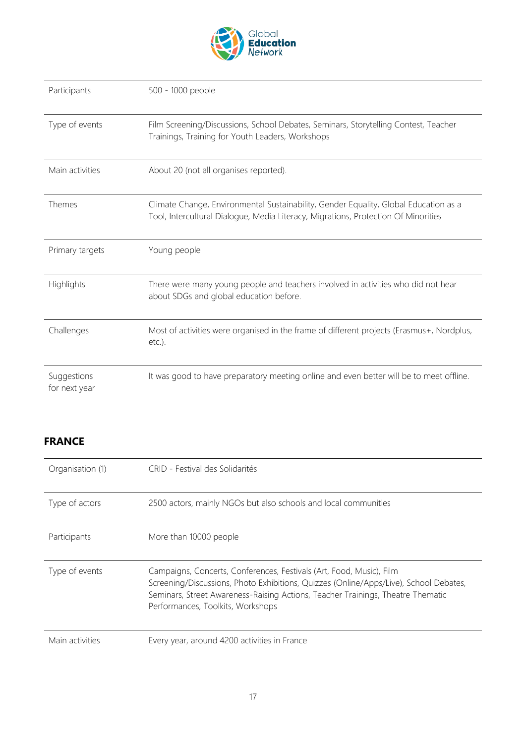| | |
|---|---|
| Participants | 500 - 1000 people |
| Type of events | Film Screening/Discussions, School Debates, Seminars, Storytelling Contest, Teacher Trainings, Training for Youth Leaders, Workshops |
| Main activities | About 20 (not all organises reported). |
| Themes | Climate Change, Environmental Sustainability, Gender Equality, Global Education as a Tool, Intercultural Dialogue, Media Literacy, Migrations, Protection Of Minorities |
| Primary targets | Young people |
| Highlights | There were many young people and teachers involved in activities who did not hear about SDGs and global education before. |
| Challenges | Most of activities were organised in the frame of different projects (Erasmus+, Nordplus, etc.). |
| Suggestions for next year | It was good to have preparatory meeting online and even better will be to meet offline. |

## FRANCE

| | |
|---|---|
| Organisation (1) | CRID - Festival des Solidarités |
| Type of actors | 2500 actors, mainly NGOs but also schools and local communities |
| Participants | More than 10000 people |
| Type of events | Campaigns, Concerts, Conferences, Festivals (Art, Food, Music), Film Screening/Discussions, Photo Exhibitions, Quizzes (Online/Apps/Live), School Debates, Seminars, Street Awareness-Raising Actions, Teacher Trainings, Theatre Thematic Performances, Toolkits, Workshops |
| Main activities | Every year, around 4200 activities in France |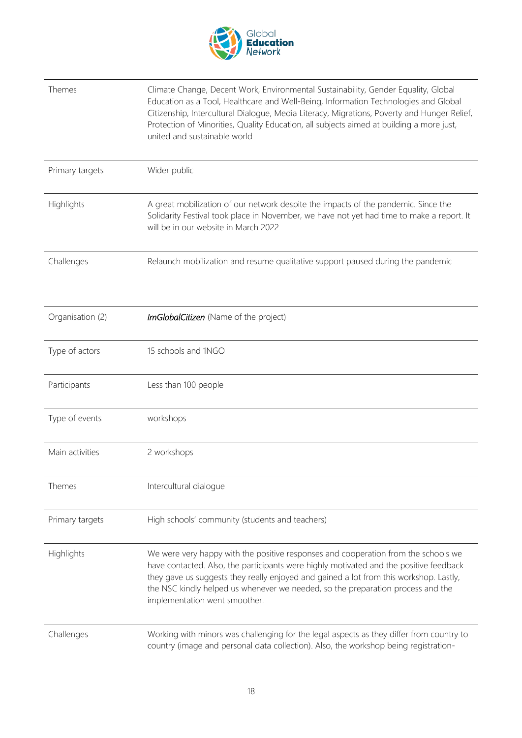| | |
|---|---|
| Themes | Climate Change, Decent Work, Environmental Sustainability, Gender Equality, Global Education as a Tool, Healthcare and Well-Being, Information Technologies and Global Citizenship, Intercultural Dialogue, Media Literacy, Migrations, Poverty and Hunger Relief, Protection of Minorities, Quality Education, all subjects aimed at building a more just, united and sustainable world |
| Primary targets | Wider public |
| Highlights | A great mobilization of our network despite the impacts of the pandemic. Since the Solidarity Festival took place in November, we have not yet had time to make a report. It will be in our website in March 2022 |
| Challenges | Relaunch mobilization and resume qualitative support paused during the pandemic |

| | |
|---|---|
| Organisation (2) | ***ImGlobalCitizen*** (Name of the project) |
| Type of actors | 15 schools and 1NGO |
| Participants | Less than 100 people |
| Type of events | workshops |
| Main activities | 2 workshops |
| Themes | Intercultural dialogue |
| Primary targets | High schools' community (students and teachers) |
| Highlights | We were very happy with the positive responses and cooperation from the schools we have contacted. Also, the participants were highly motivated and the positive feedback they gave us suggests they really enjoyed and gained a lot from this workshop. Lastly, the NSC kindly helped us whenever we needed, so the preparation process and the implementation went smoother. |
| Challenges | Working with minors was challenging for the legal aspects as they differ from country to country (image and personal data collection). Also, the workshop being registration- |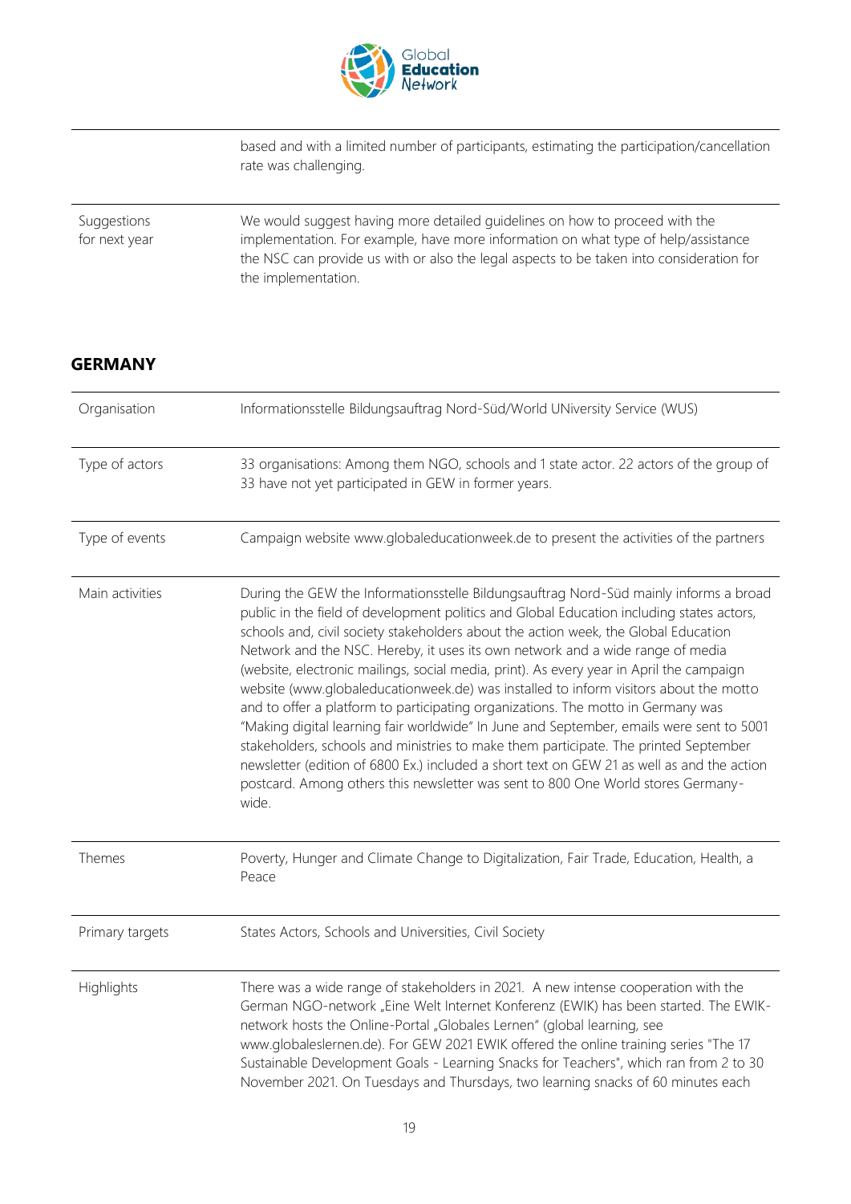| | |
|---|---|
| | based and with a limited number of participants, estimating the participation/cancellation rate was challenging. |
| Suggestions for next year | We would suggest having more detailed guidelines on how to proceed with the implementation. For example, have more information on what type of help/assistance the NSC can provide us with or also the legal aspects to be taken into consideration for the implementation. |

## GERMANY

| | |
|---|---|
| Organisation | Informationsstelle Bildungsauftrag Nord-Süd/World UNiversity Service (WUS) |
| Type of actors | 33 organisations: Among them NGO, schools and 1 state actor. 22 actors of the group of 33 have not yet participated in GEW in former years. |
| Type of events | Campaign website www.globaleducationweek.de to present the activities of the partners |
| Main activities | During the GEW the Informationsstelle Bildungsauftrag Nord-Süd mainly informs a broad public in the field of development politics and Global Education including states actors, schools and, civil society stakeholders about the action week, the Global Education Network and the NSC. Hereby, it uses its own network and a wide range of media (website, electronic mailings, social media, print). As every year in April the campaign website (www.globaleducationweek.de) was installed to inform visitors about the motto and to offer a platform to participating organizations. The motto in Germany was "Making digital learning fair worldwide" In June and September, emails were sent to 5001 stakeholders, schools and ministries to make them participate. The printed September newsletter (edition of 6800 Ex.) included a short text on GEW 21 as well as and the action postcard. Among others this newsletter was sent to 800 One World stores Germany-wide. |
| Themes | Poverty, Hunger and Climate Change to Digitalization, Fair Trade, Education, Health, a Peace |
| Primary targets | States Actors, Schools and Universities, Civil Society |
| Highlights | There was a wide range of stakeholders in 2021. A new intense cooperation with the German NGO-network „Eine Welt Internet Konferenz (EWIK) has been started. The EWIK-network hosts the Online-Portal „Globales Lernen" (global learning, see www.globaleslernen.de). For GEW 2021 EWIK offered the online training series "The 17 Sustainable Development Goals - Learning Snacks for Teachers", which ran from 2 to 30 November 2021. On Tuesdays and Thursdays, two learning snacks of 60 minutes each |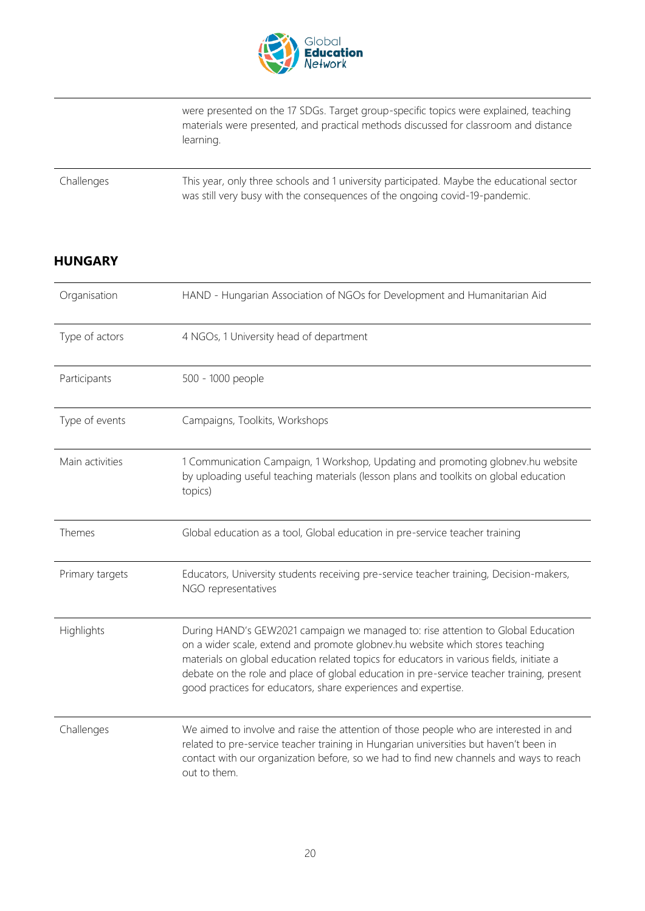| | |
|---|---|
| | were presented on the 17 SDGs. Target group-specific topics were explained, teaching materials were presented, and practical methods discussed for classroom and distance learning. |
| Challenges | This year, only three schools and 1 university participated. Maybe the educational sector was still very busy with the consequences of the ongoing covid-19-pandemic. |

## HUNGARY

| | |
|---|---|
| Organisation | HAND - Hungarian Association of NGOs for Development and Humanitarian Aid |
| Type of actors | 4 NGOs, 1 University head of department |
| Participants | 500 - 1000 people |
| Type of events | Campaigns, Toolkits, Workshops |
| Main activities | 1 Communication Campaign, 1 Workshop, Updating and promoting globnev.hu website by uploading useful teaching materials (lesson plans and toolkits on global education topics) |
| Themes | Global education as a tool, Global education in pre-service teacher training |
| Primary targets | Educators, University students receiving pre-service teacher training, Decision-makers, NGO representatives |
| Highlights | During HAND's GEW2021 campaign we managed to: rise attention to Global Education on a wider scale, extend and promote globnev.hu website which stores teaching materials on global education related topics for educators in various fields, initiate a debate on the role and place of global education in pre-service teacher training, present good practices for educators, share experiences and expertise. |
| Challenges | We aimed to involve and raise the attention of those people who are interested in and related to pre-service teacher training in Hungarian universities but haven't been in contact with our organization before, so we had to find new channels and ways to reach out to them. |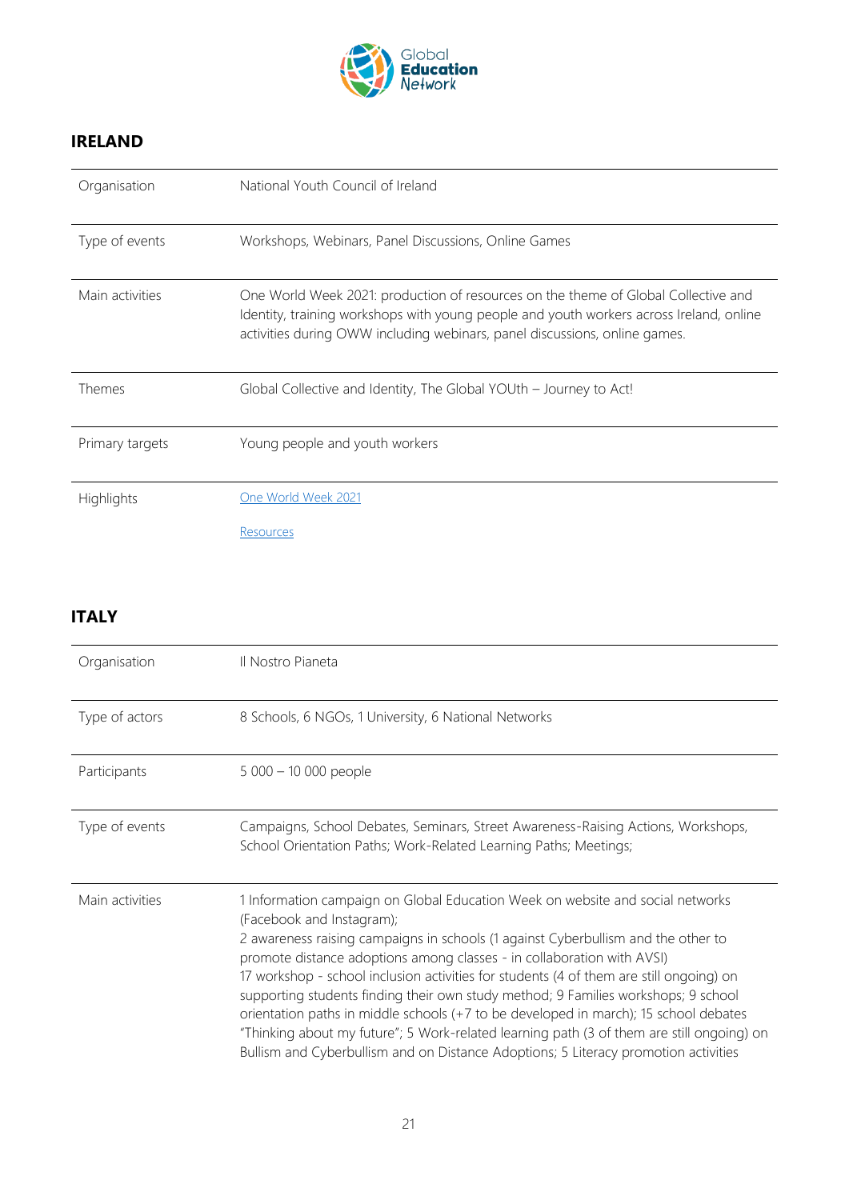## IRELAND

| Organisation | National Youth Council of Ireland |
|---|---|
| Type of events | Workshops, Webinars, Panel Discussions, Online Games |
| Main activities | One World Week 2021: production of resources on the theme of Global Collective and Identity, training workshops with young people and youth workers across Ireland, online activities during OWW including webinars, panel discussions, online games. |
| Themes | Global Collective and Identity, The Global YOUth – Journey to Act! |
| Primary targets | Young people and youth workers |
| Highlights | One World Week 2021<br><br>Resources |

## ITALY

| Organisation | Il Nostro Pianeta |
|---|---|
| Type of actors | 8 Schools, 6 NGOs, 1 University, 6 National Networks |
| Participants | 5 000 – 10 000 people |
| Type of events | Campaigns, School Debates, Seminars, Street Awareness-Raising Actions, Workshops, School Orientation Paths; Work-Related Learning Paths; Meetings; |
| Main activities | 1 Information campaign on Global Education Week on website and social networks (Facebook and Instagram);<br>2 awareness raising campaigns in schools (1 against Cyberbullism and the other to promote distance adoptions among classes - in collaboration with AVSI)<br>17 workshop - school inclusion activities for students (4 of them are still ongoing) on supporting students finding their own study method; 9 Families workshops; 9 school orientation paths in middle schools (+7 to be developed in march); 15 school debates "Thinking about my future"; 5 Work-related learning path (3 of them are still ongoing) on Bullism and Cyberbullism and on Distance Adoptions; 5 Literacy promotion activities |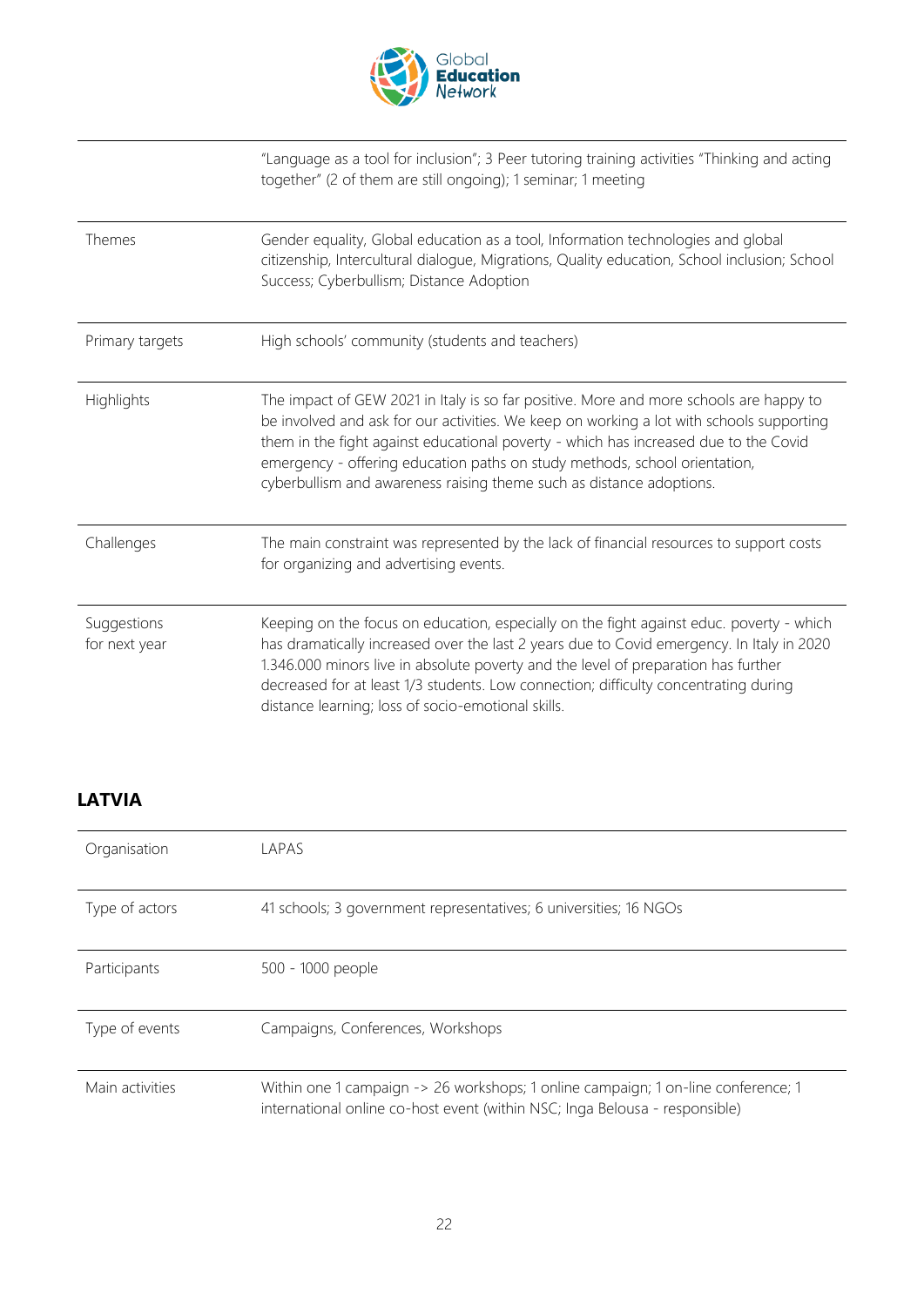| | |
|---|---|
| | "Language as a tool for inclusion"; 3 Peer tutoring training activities "Thinking and acting together" (2 of them are still ongoing); 1 seminar; 1 meeting |
| Themes | Gender equality, Global education as a tool, Information technologies and global citizenship, Intercultural dialogue, Migrations, Quality education, School inclusion; School Success; Cyberbullism; Distance Adoption |
| Primary targets | High schools' community (students and teachers) |
| Highlights | The impact of GEW 2021 in Italy is so far positive. More and more schools are happy to be involved and ask for our activities. We keep on working a lot with schools supporting them in the fight against educational poverty - which has increased due to the Covid emergency - offering education paths on study methods, school orientation, cyberbullism and awareness raising theme such as distance adoptions. |
| Challenges | The main constraint was represented by the lack of financial resources to support costs for organizing and advertising events. |
| Suggestions for next year | Keeping on the focus on education, especially on the fight against educ. poverty - which has dramatically increased over the last 2 years due to Covid emergency. In Italy in 2020 1.346.000 minors live in absolute poverty and the level of preparation has further decreased for at least 1/3 students. Low connection; difficulty concentrating during distance learning; loss of socio-emotional skills. |

## LATVIA

| | |
|---|---|
| Organisation | LAPAS |
| Type of actors | 41 schools; 3 government representatives; 6 universities; 16 NGOs |
| Participants | 500 - 1000 people |
| Type of events | Campaigns, Conferences, Workshops |
| Main activities | Within one 1 campaign -> 26 workshops; 1 online campaign; 1 on-line conference; 1 international online co-host event (within NSC; Inga Belousa - responsible) |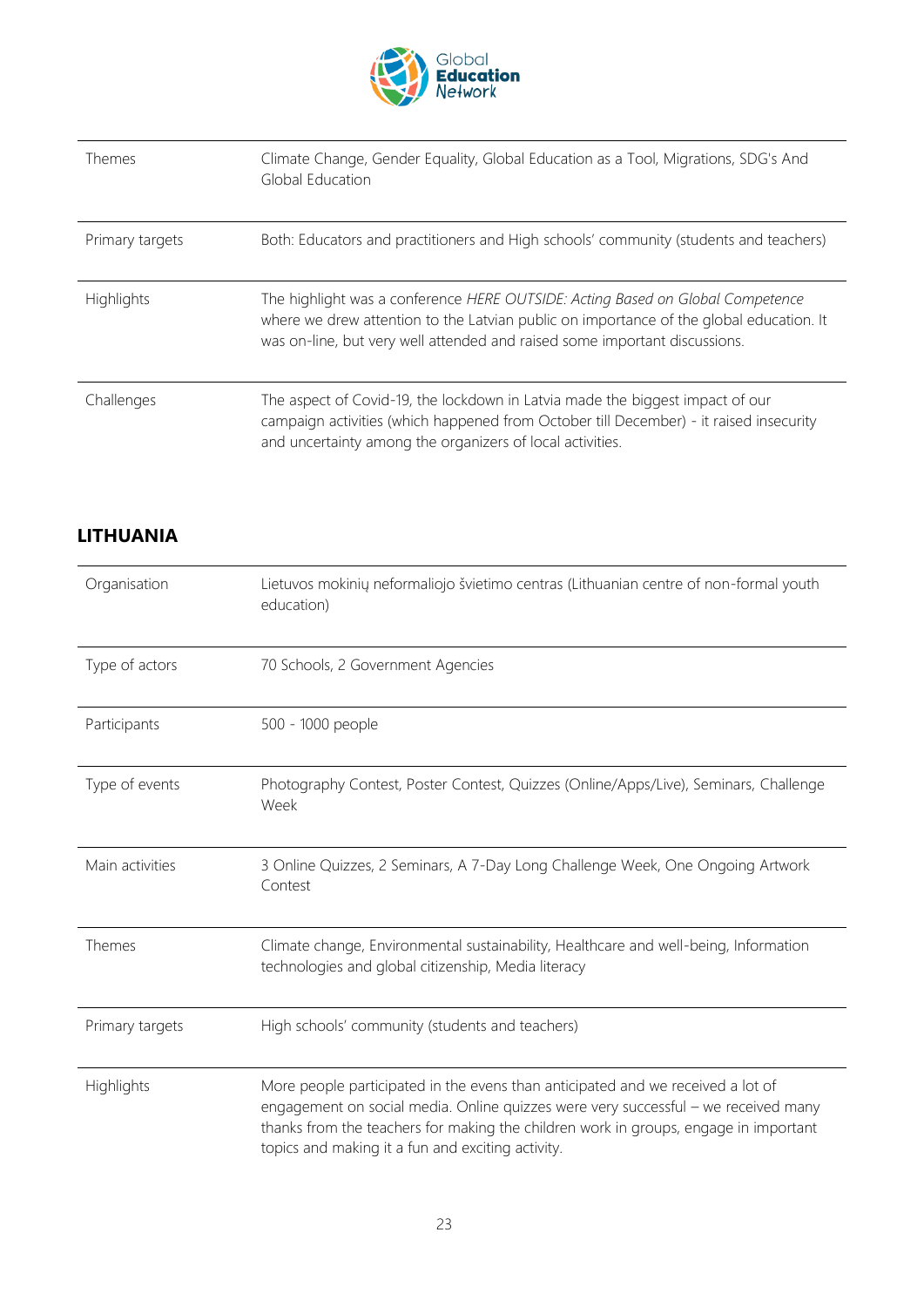| | |
|---|---|
| Themes | Climate Change, Gender Equality, Global Education as a Tool, Migrations, SDG's And Global Education |
| Primary targets | Both: Educators and practitioners and High schools' community (students and teachers) |
| Highlights | The highlight was a conference *HERE OUTSIDE: Acting Based on Global Competence* where we drew attention to the Latvian public on importance of the global education. It was on-line, but very well attended and raised some important discussions. |
| Challenges | The aspect of Covid-19, the lockdown in Latvia made the biggest impact of our campaign activities (which happened from October till December) - it raised insecurity and uncertainty among the organizers of local activities. |

## LITHUANIA

| | |
|---|---|
| Organisation | Lietuvos mokinių neformaliojo švietimo centras (Lithuanian centre of non-formal youth education) |
| Type of actors | 70 Schools, 2 Government Agencies |
| Participants | 500 - 1000 people |
| Type of events | Photography Contest, Poster Contest, Quizzes (Online/Apps/Live), Seminars, Challenge Week |
| Main activities | 3 Online Quizzes, 2 Seminars, A 7-Day Long Challenge Week, One Ongoing Artwork Contest |
| Themes | Climate change, Environmental sustainability, Healthcare and well-being, Information technologies and global citizenship, Media literacy |
| Primary targets | High schools' community (students and teachers) |
| Highlights | More people participated in the evens than anticipated and we received a lot of engagement on social media. Online quizzes were very successful – we received many thanks from the teachers for making the children work in groups, engage in important topics and making it a fun and exciting activity. |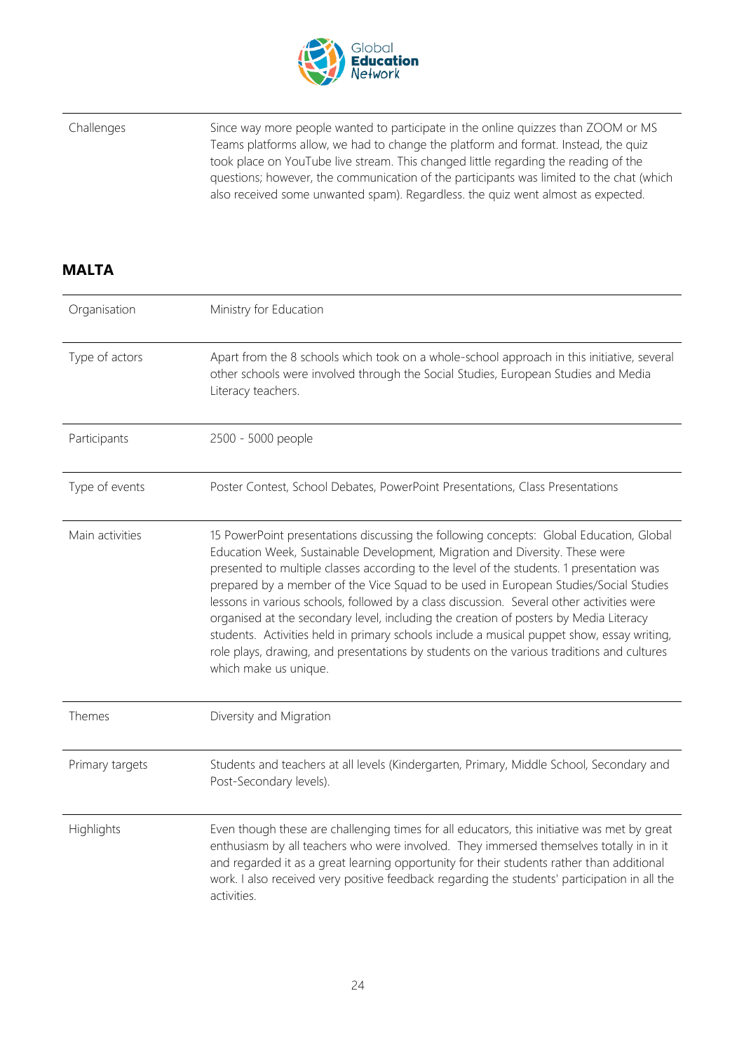| | |
|---|---|
| Challenges | Since way more people wanted to participate in the online quizzes than ZOOM or MS Teams platforms allow, we had to change the platform and format. Instead, the quiz took place on YouTube live stream. This changed little regarding the reading of the questions; however, the communication of the participants was limited to the chat (which also received some unwanted spam). Regardless. the quiz went almost as expected. |

## MALTA

| | |
|---|---|
| Organisation | Ministry for Education |
| Type of actors | Apart from the 8 schools which took on a whole-school approach in this initiative, several other schools were involved through the Social Studies, European Studies and Media Literacy teachers. |
| Participants | 2500 - 5000 people |
| Type of events | Poster Contest, School Debates, PowerPoint Presentations, Class Presentations |
| Main activities | 15 PowerPoint presentations discussing the following concepts: Global Education, Global Education Week, Sustainable Development, Migration and Diversity. These were presented to multiple classes according to the level of the students. 1 presentation was prepared by a member of the Vice Squad to be used in European Studies/Social Studies lessons in various schools, followed by a class discussion. Several other activities were organised at the secondary level, including the creation of posters by Media Literacy students. Activities held in primary schools include a musical puppet show, essay writing, role plays, drawing, and presentations by students on the various traditions and cultures which make us unique. |
| Themes | Diversity and Migration |
| Primary targets | Students and teachers at all levels (Kindergarten, Primary, Middle School, Secondary and Post-Secondary levels). |
| Highlights | Even though these are challenging times for all educators, this initiative was met by great enthusiasm by all teachers who were involved. They immersed themselves totally in in it and regarded it as a great learning opportunity for their students rather than additional work. I also received very positive feedback regarding the students' participation in all the activities. |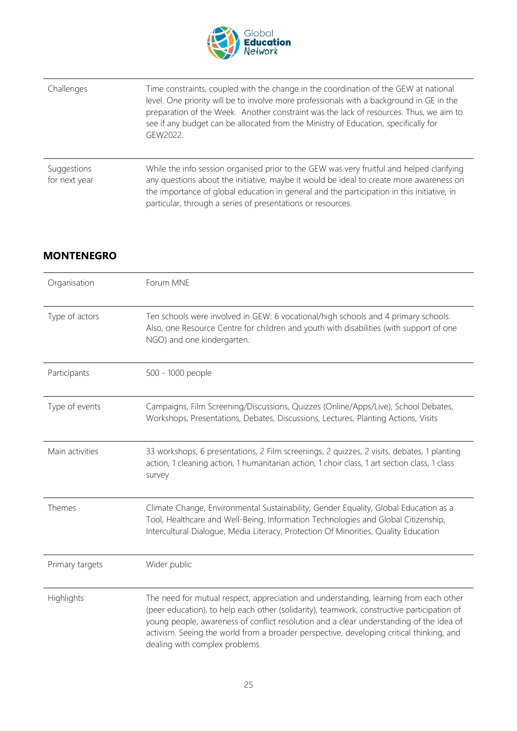| | |
|---|---|
| Challenges | Time constraints, coupled with the change in the coordination of the GEW at national level. One priority will be to involve more professionals with a background in GE in the preparation of the Week. Another constraint was the lack of resources. Thus, we aim to see if any budget can be allocated from the Ministry of Education, specifically for GEW2022. |
| Suggestions for next year | While the info session organised prior to the GEW was very fruitful and helped clarifying any questions about the initiative, maybe it would be ideal to create more awareness on the importance of global education in general and the participation in this initiative, in particular, through a series of presentations or resources. |

## MONTENEGRO

| | |
|---|---|
| Organisation | Forum MNE |
| Type of actors | Ten schools were involved in GEW: 6 vocational/high schools and 4 primary schools. Also, one Resource Centre for children and youth with disabilities (with support of one NGO) and one kindergarten. |
| Participants | 500 - 1000 people |
| Type of events | Campaigns, Film Screening/Discussions, Quizzes (Online/Apps/Live), School Debates, Workshops, Presentations, Debates, Discussions, Lectures, Planting Actions, Visits |
| Main activities | 33 workshops, 6 presentations, 2 Film screenings, 2 quizzes, 2 visits, debates, 1 planting action, 1 cleaning action, 1 humanitarian action, 1 choir class, 1 art section class, 1 class survey |
| Themes | Climate Change, Environmental Sustainability, Gender Equality, Global Education as a Tool, Healthcare and Well-Being, Information Technologies and Global Citizenship, Intercultural Dialogue, Media Literacy, Protection Of Minorities, Quality Education |
| Primary targets | Wider public |
| Highlights | The need for mutual respect, appreciation and understanding, learning from each other (peer education), to help each other (solidarity), teamwork, constructive participation of young people, awareness of conflict resolution and a clear understanding of the idea of activism. Seeing the world from a broader perspective, developing critical thinking, and dealing with complex problems. |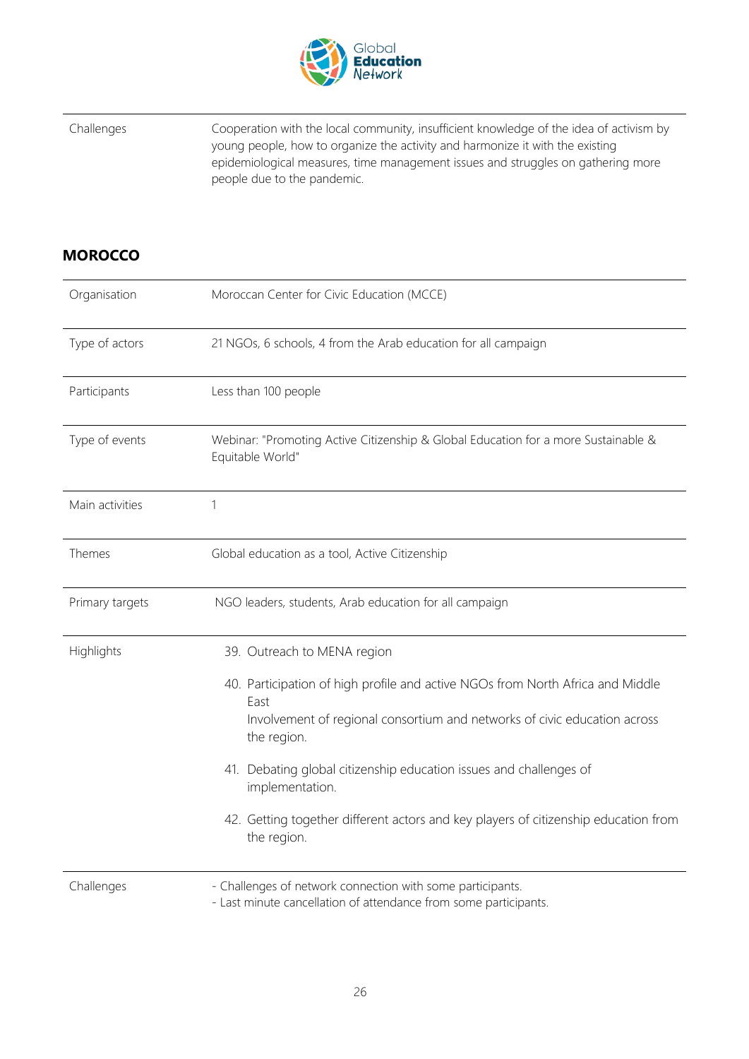| | |
|---|---|
| Challenges | Cooperation with the local community, insufficient knowledge of the idea of activism by young people, how to organize the activity and harmonize it with the existing epidemiological measures, time management issues and struggles on gathering more people due to the pandemic. |

## MOROCCO

| | |
|---|---|
| Organisation | Moroccan Center for Civic Education (MCCE) |
| Type of actors | 21 NGOs, 6 schools, 4 from the Arab education for all campaign |
| Participants | Less than 100 people |
| Type of events | Webinar: "Promoting Active Citizenship & Global Education for a more Sustainable & Equitable World" |
| Main activities | 1 |
| Themes | Global education as a tool, Active Citizenship |
| Primary targets | NGO leaders, students, Arab education for all campaign |
| Highlights | 39. Outreach to MENA region<br>40. Participation of high profile and active NGOs from North Africa and Middle East<br>Involvement of regional consortium and networks of civic education across the region.<br>41. Debating global citizenship education issues and challenges of implementation.<br>42. Getting together different actors and key players of citizenship education from the region. |
| Challenges | - Challenges of network connection with some participants.<br>- Last minute cancellation of attendance from some participants. |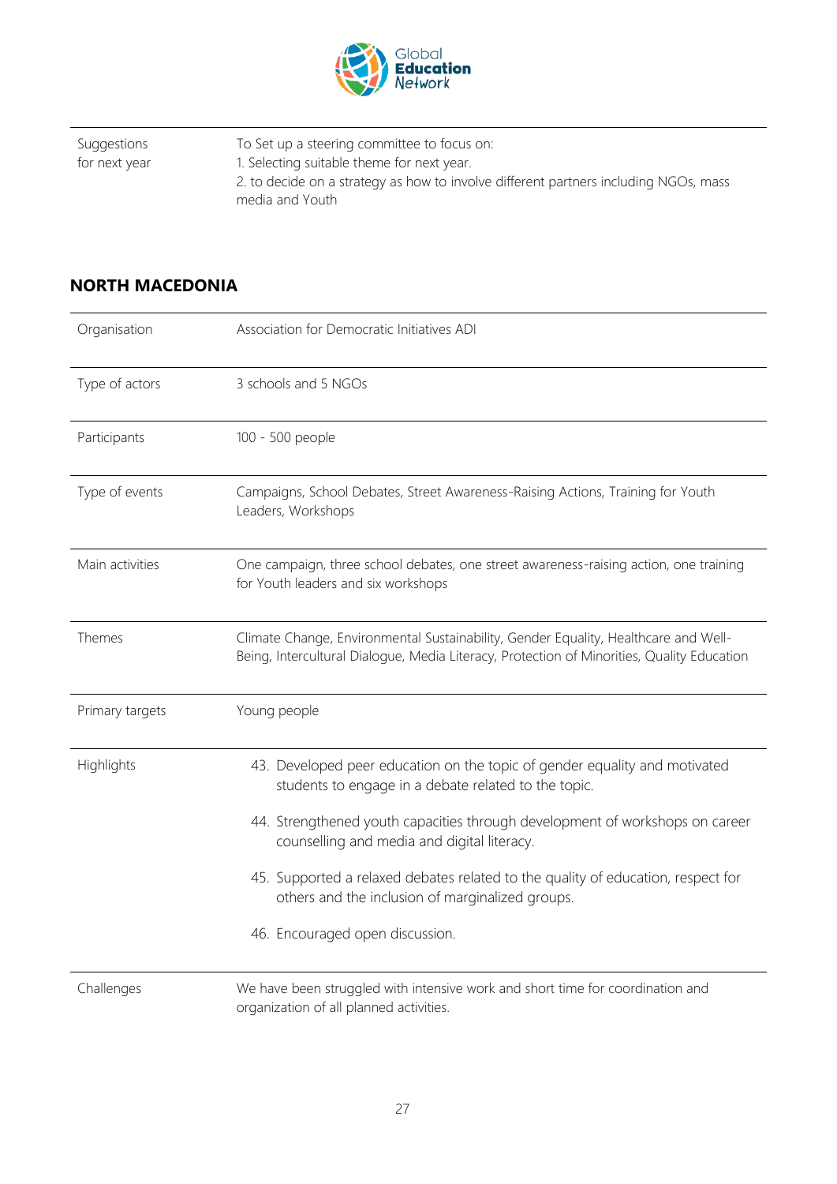| | |
|---|---|
| Suggestions for next year | To Set up a steering committee to focus on:<br>1. Selecting suitable theme for next year.<br>2. to decide on a strategy as how to involve different partners including NGOs, mass media and Youth |

## NORTH MACEDONIA

| | |
|---|---|
| Organisation | Association for Democratic Initiatives ADI |
| Type of actors | 3 schools and 5 NGOs |
| Participants | 100 - 500 people |
| Type of events | Campaigns, School Debates, Street Awareness-Raising Actions, Training for Youth Leaders, Workshops |
| Main activities | One campaign, three school debates, one street awareness-raising action, one training for Youth leaders and six workshops |
| Themes | Climate Change, Environmental Sustainability, Gender Equality, Healthcare and Well-Being, Intercultural Dialogue, Media Literacy, Protection of Minorities, Quality Education |
| Primary targets | Young people |
| Highlights | 43. Developed peer education on the topic of gender equality and motivated students to engage in a debate related to the topic.<br>44. Strengthened youth capacities through development of workshops on career counselling and media and digital literacy.<br>45. Supported a relaxed debates related to the quality of education, respect for others and the inclusion of marginalized groups.<br>46. Encouraged open discussion. |
| Challenges | We have been struggled with intensive work and short time for coordination and organization of all planned activities. |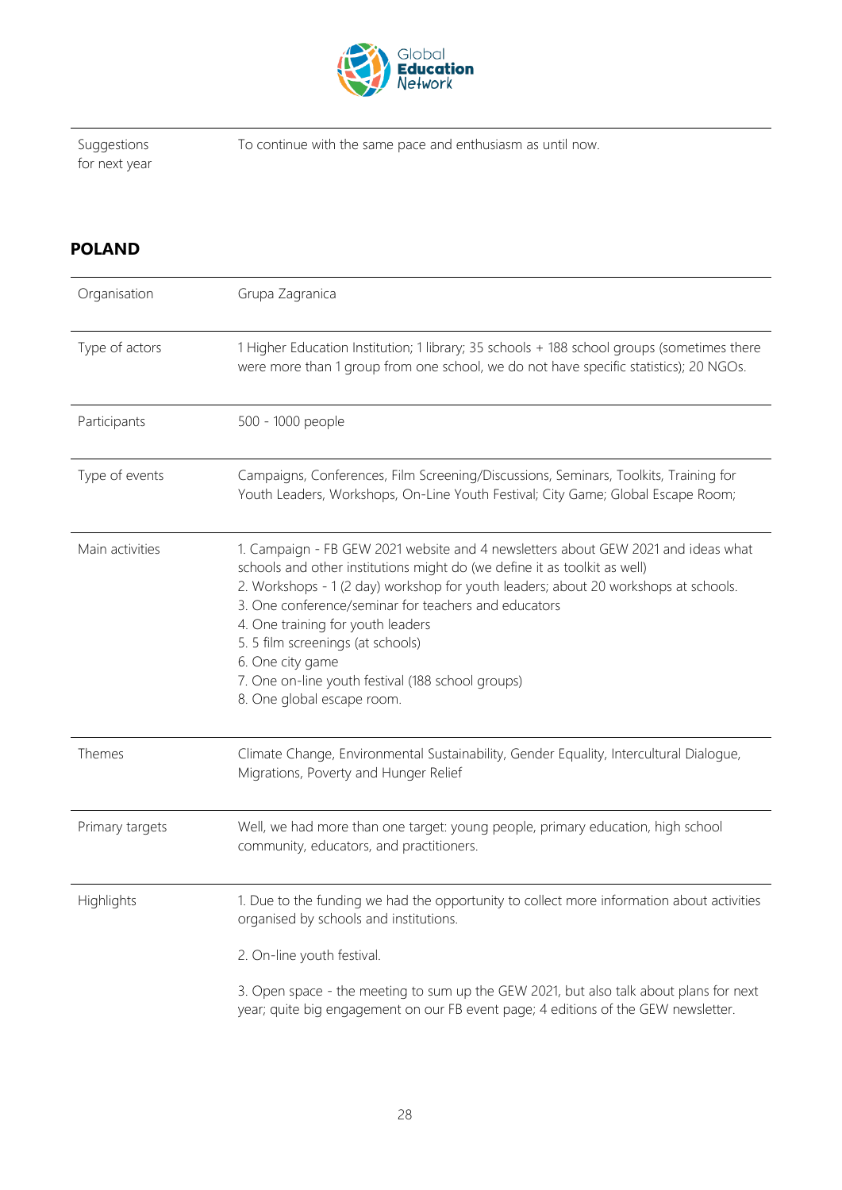| | |
|---|---|
| Suggestions for next year | To continue with the same pace and enthusiasm as until now. |

## POLAND

| | |
|---|---|
| Organisation | Grupa Zagranica |
| Type of actors | 1 Higher Education Institution; 1 library; 35 schools + 188 school groups (sometimes there were more than 1 group from one school, we do not have specific statistics); 20 NGOs. |
| Participants | 500 - 1000 people |
| Type of events | Campaigns, Conferences, Film Screening/Discussions, Seminars, Toolkits, Training for Youth Leaders, Workshops, On-Line Youth Festival; City Game; Global Escape Room; |
| Main activities | 1. Campaign - FB GEW 2021 website and 4 newsletters about GEW 2021 and ideas what schools and other institutions might do (we define it as toolkit as well)<br>2. Workshops - 1 (2 day) workshop for youth leaders; about 20 workshops at schools.<br>3. One conference/seminar for teachers and educators<br>4. One training for youth leaders<br>5. 5 film screenings (at schools)<br>6. One city game<br>7. One on-line youth festival (188 school groups)<br>8. One global escape room. |
| Themes | Climate Change, Environmental Sustainability, Gender Equality, Intercultural Dialogue, Migrations, Poverty and Hunger Relief |
| Primary targets | Well, we had more than one target: young people, primary education, high school community, educators, and practitioners. |
| Highlights | 1. Due to the funding we had the opportunity to collect more information about activities organised by schools and institutions.<br><br>2. On-line youth festival.<br><br>3. Open space - the meeting to sum up the GEW 2021, but also talk about plans for next year; quite big engagement on our FB event page; 4 editions of the GEW newsletter. |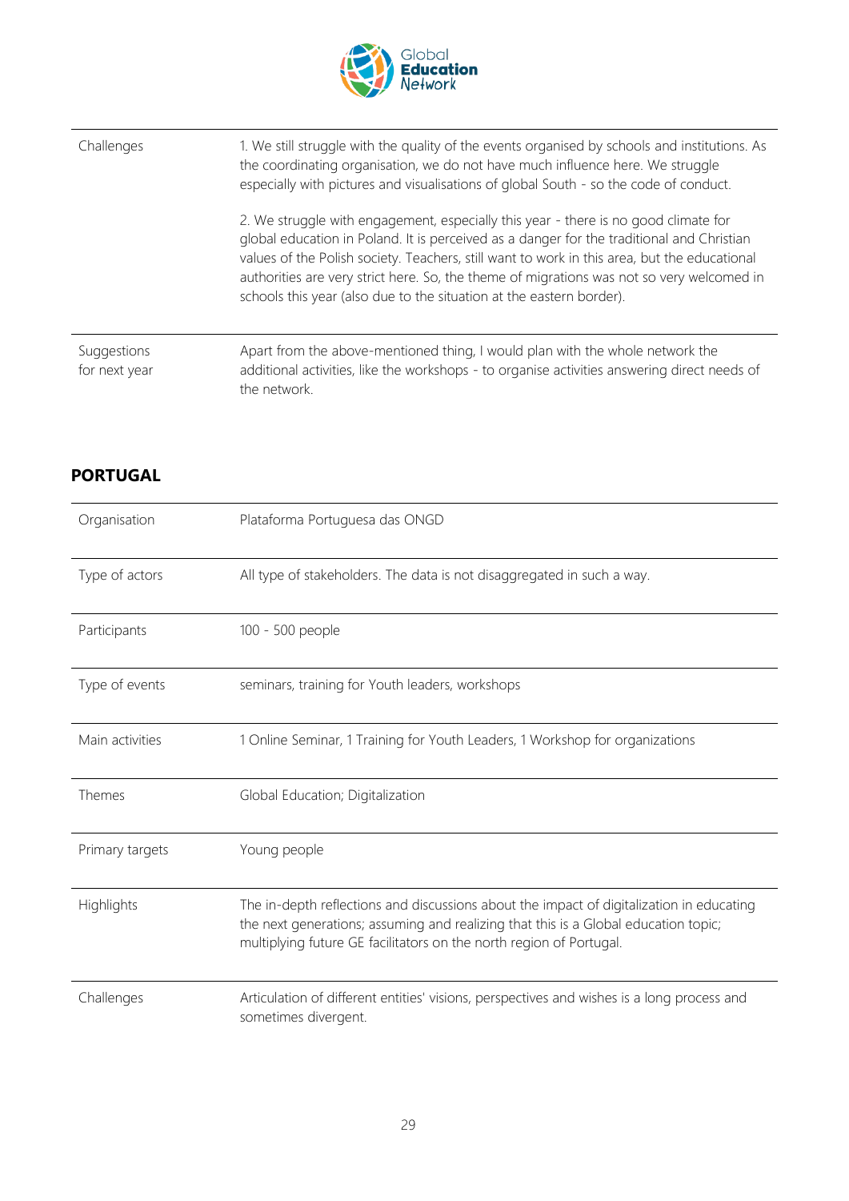| | |
|---|---|
| Challenges | 1. We still struggle with the quality of the events organised by schools and institutions. As the coordinating organisation, we do not have much influence here. We struggle especially with pictures and visualisations of global South - so the code of conduct.<br><br>2. We struggle with engagement, especially this year - there is no good climate for global education in Poland. It is perceived as a danger for the traditional and Christian values of the Polish society. Teachers, still want to work in this area, but the educational authorities are very strict here. So, the theme of migrations was not so very welcomed in schools this year (also due to the situation at the eastern border). |
| Suggestions for next year | Apart from the above-mentioned thing, I would plan with the whole network the additional activities, like the workshops - to organise activities answering direct needs of the network. |

## PORTUGAL

| | |
|---|---|
| Organisation | Plataforma Portuguesa das ONGD |
| Type of actors | All type of stakeholders. The data is not disaggregated in such a way. |
| Participants | 100 - 500 people |
| Type of events | seminars, training for Youth leaders, workshops |
| Main activities | 1 Online Seminar, 1 Training for Youth Leaders, 1 Workshop for organizations |
| Themes | Global Education; Digitalization |
| Primary targets | Young people |
| Highlights | The in-depth reflections and discussions about the impact of digitalization in educating the next generations; assuming and realizing that this is a Global education topic; multiplying future GE facilitators on the north region of Portugal. |
| Challenges | Articulation of different entities' visions, perspectives and wishes is a long process and sometimes divergent. |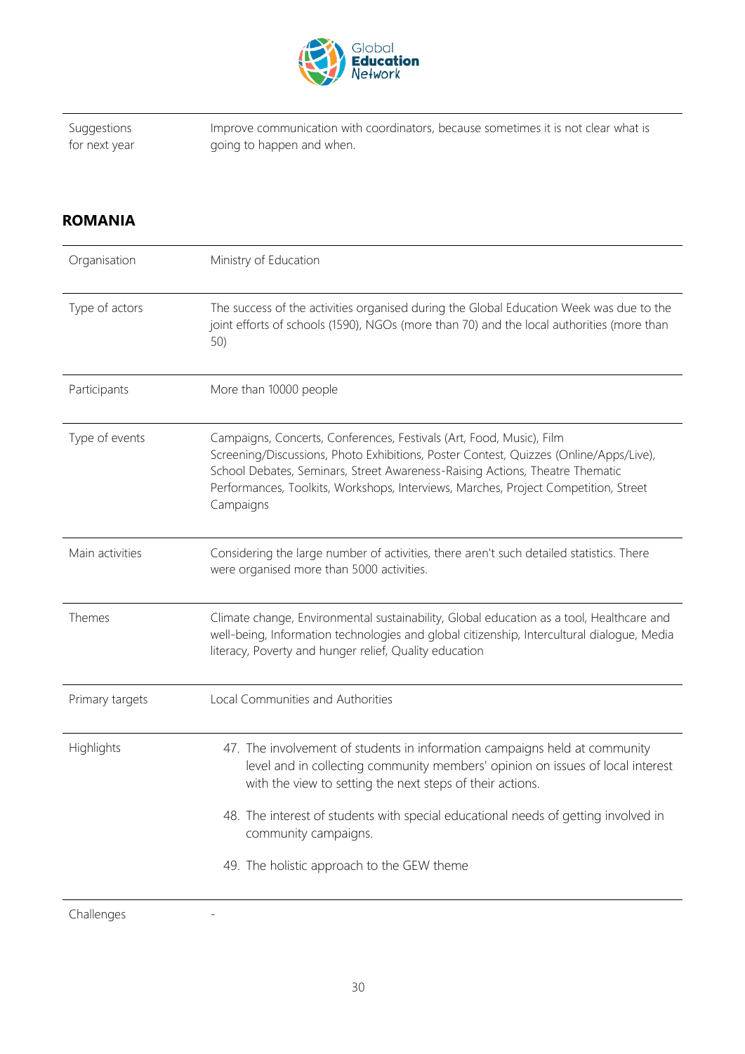| Suggestions for next year | Improve communication with coordinators, because sometimes it is not clear what is going to happen and when. |
|---|---|

## ROMANIA

| Organisation | Ministry of Education |
|---|---|
| Type of actors | The success of the activities organised during the Global Education Week was due to the joint efforts of schools (1590), NGOs (more than 70) and the local authorities (more than 50) |
| Participants | More than 10000 people |
| Type of events | Campaigns, Concerts, Conferences, Festivals (Art, Food, Music), Film Screening/Discussions, Photo Exhibitions, Poster Contest, Quizzes (Online/Apps/Live), School Debates, Seminars, Street Awareness-Raising Actions, Theatre Thematic Performances, Toolkits, Workshops, Interviews, Marches, Project Competition, Street Campaigns |
| Main activities | Considering the large number of activities, there aren't such detailed statistics. There were organised more than 5000 activities. |
| Themes | Climate change, Environmental sustainability, Global education as a tool, Healthcare and well-being, Information technologies and global citizenship, Intercultural dialogue, Media literacy, Poverty and hunger relief, Quality education |
| Primary targets | Local Communities and Authorities |
| Highlights | 47. The involvement of students in information campaigns held at community level and in collecting community members' opinion on issues of local interest with the view to setting the next steps of their actions.<br><br>48. The interest of students with special educational needs of getting involved in community campaigns.<br><br>49. The holistic approach to the GEW theme |
| Challenges | - |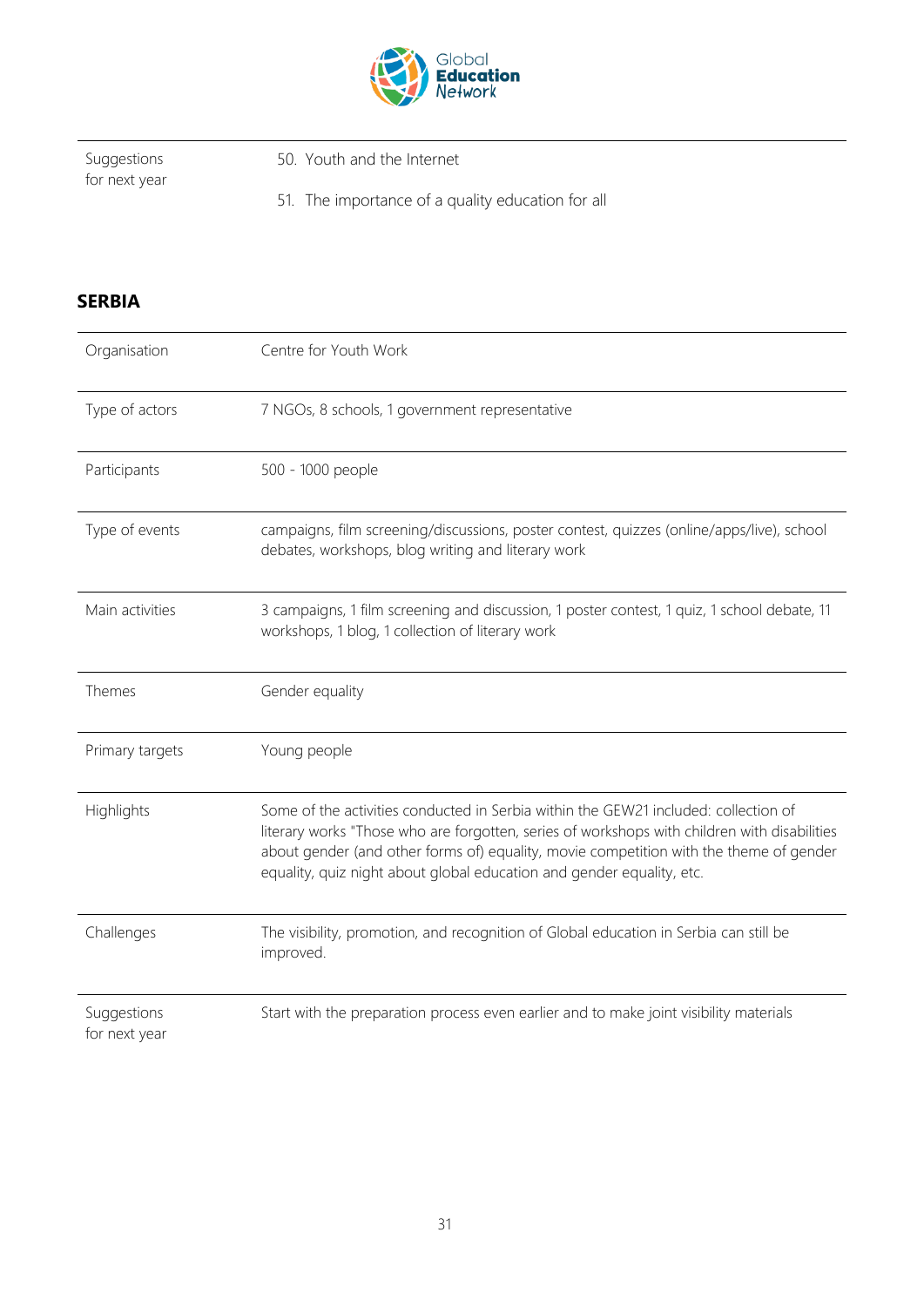| | |
|---|---|
| Suggestions for next year | 50. Youth and the Internet<br><br>51. The importance of a quality education for all |

## SERBIA

| | |
|---|---|
| Organisation | Centre for Youth Work |
| Type of actors | 7 NGOs, 8 schools, 1 government representative |
| Participants | 500 - 1000 people |
| Type of events | campaigns, film screening/discussions, poster contest, quizzes (online/apps/live), school debates, workshops, blog writing and literary work |
| Main activities | 3 campaigns, 1 film screening and discussion, 1 poster contest, 1 quiz, 1 school debate, 11 workshops, 1 blog, 1 collection of literary work |
| Themes | Gender equality |
| Primary targets | Young people |
| Highlights | Some of the activities conducted in Serbia within the GEW21 included: collection of literary works "Those who are forgotten, series of workshops with children with disabilities about gender (and other forms of) equality, movie competition with the theme of gender equality, quiz night about global education and gender equality, etc. |
| Challenges | The visibility, promotion, and recognition of Global education in Serbia can still be improved. |
| Suggestions for next year | Start with the preparation process even earlier and to make joint visibility materials |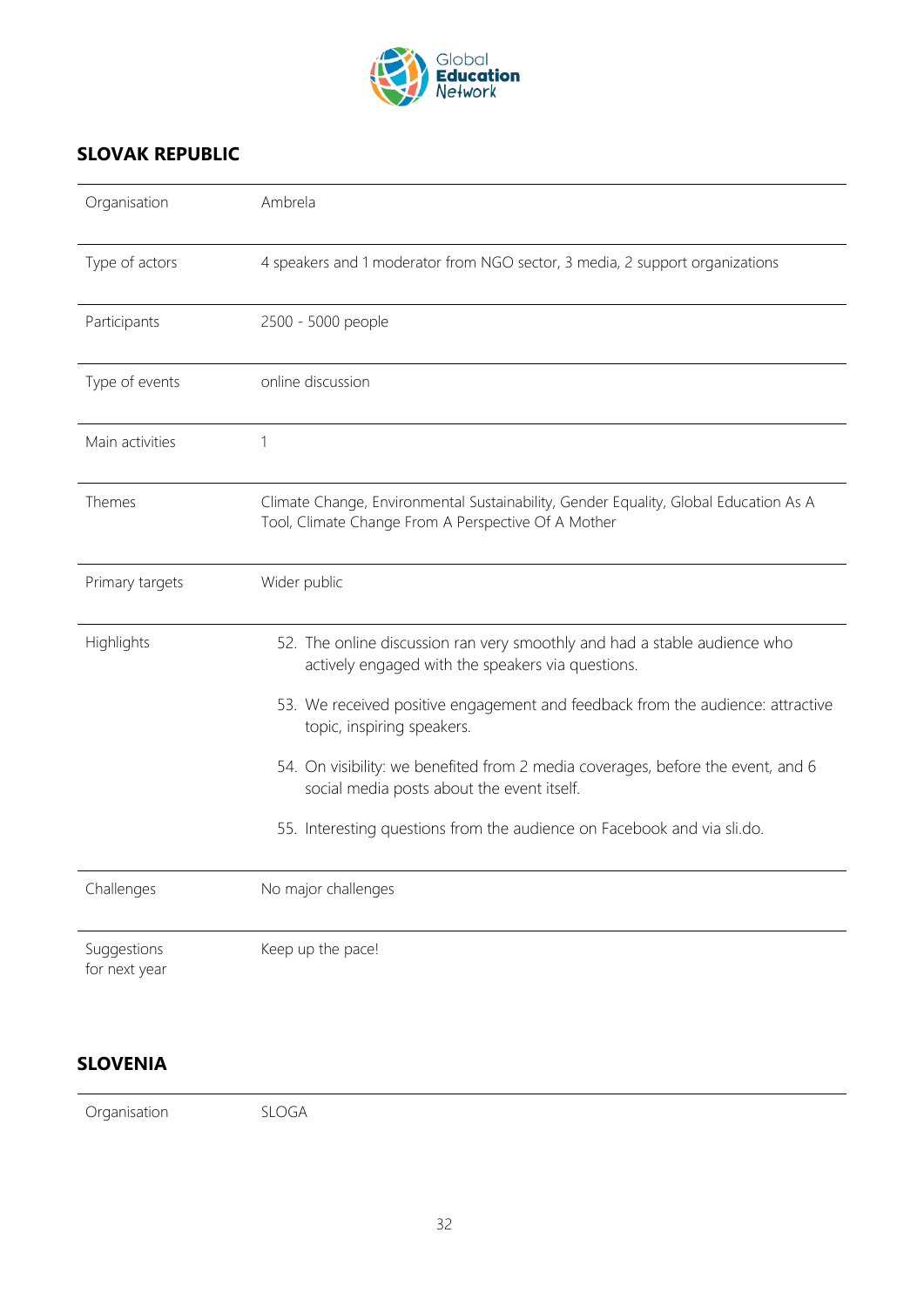## SLOVAK REPUBLIC

| Organisation | Ambrela |
|---|---|
| Type of actors | 4 speakers and 1 moderator from NGO sector, 3 media, 2 support organizations |
| Participants | 2500 - 5000 people |
| Type of events | online discussion |
| Main activities | 1 |
| Themes | Climate Change, Environmental Sustainability, Gender Equality, Global Education As A Tool, Climate Change From A Perspective Of A Mother |
| Primary targets | Wider public |
| Highlights | 52. The online discussion ran very smoothly and had a stable audience who actively engaged with the speakers via questions.<br>53. We received positive engagement and feedback from the audience: attractive topic, inspiring speakers.<br>54. On visibility: we benefited from 2 media coverages, before the event, and 6 social media posts about the event itself.<br>55. Interesting questions from the audience on Facebook and via sli.do. |
| Challenges | No major challenges |
| Suggestions for next year | Keep up the pace! |

## SLOVENIA

| Organisation | SLOGA |
|---|---|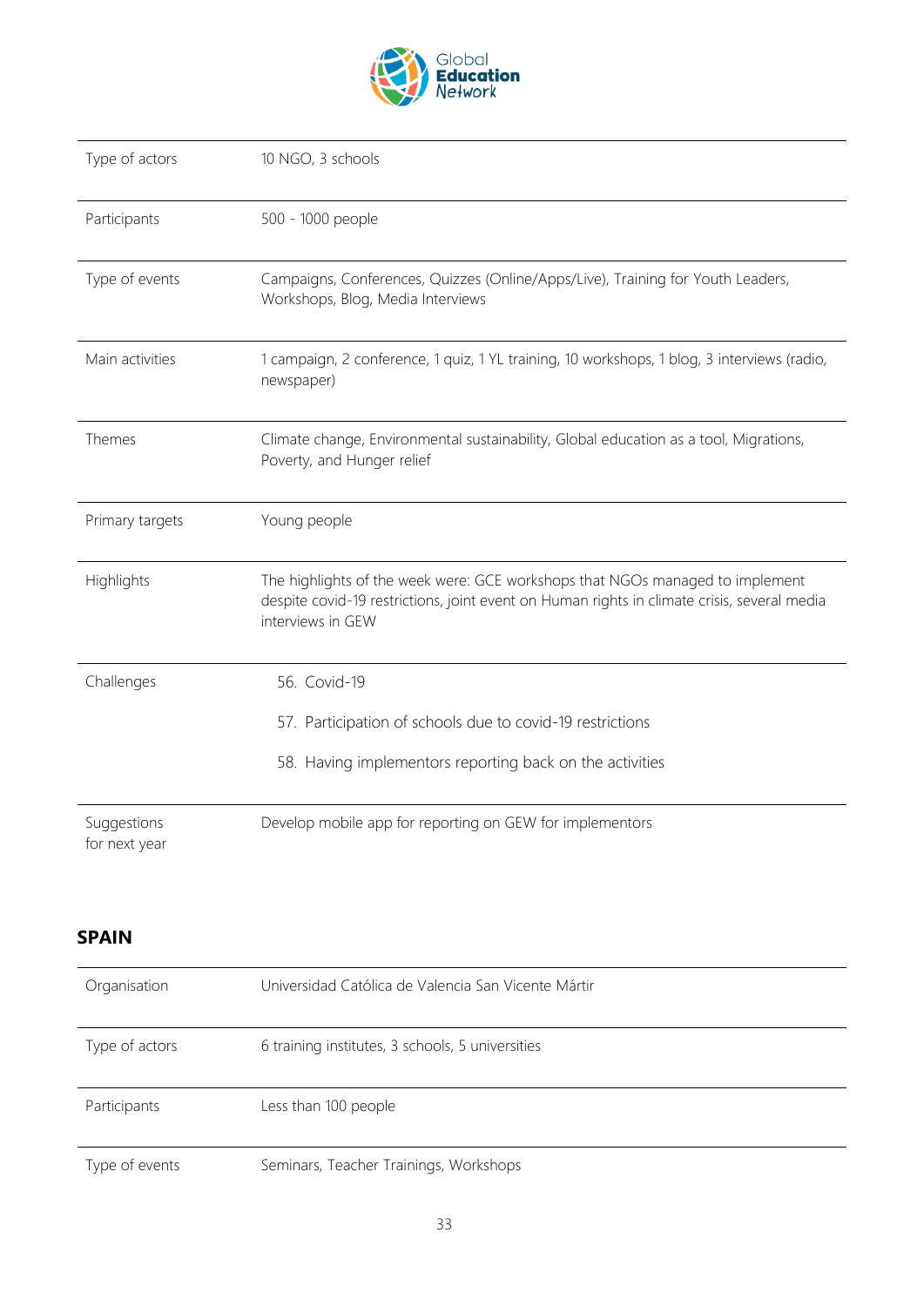| | |
|---|---|
| Type of actors | 10 NGO, 3 schools |
| Participants | 500 - 1000 people |
| Type of events | Campaigns, Conferences, Quizzes (Online/Apps/Live), Training for Youth Leaders, Workshops, Blog, Media Interviews |
| Main activities | 1 campaign, 2 conference, 1 quiz, 1 YL training, 10 workshops, 1 blog, 3 interviews (radio, newspaper) |
| Themes | Climate change, Environmental sustainability, Global education as a tool, Migrations, Poverty, and Hunger relief |
| Primary targets | Young people |
| Highlights | The highlights of the week were: GCE workshops that NGOs managed to implement despite covid-19 restrictions, joint event on Human rights in climate crisis, several media interviews in GEW |
| Challenges | 56. Covid-19<br>57. Participation of schools due to covid-19 restrictions<br>58. Having implementors reporting back on the activities |
| Suggestions for next year | Develop mobile app for reporting on GEW for implementors |

## SPAIN

| | |
|---|---|
| Organisation | Universidad Católica de Valencia San Vicente Mártir |
| Type of actors | 6 training institutes, 3 schools, 5 universities |
| Participants | Less than 100 people |
| Type of events | Seminars, Teacher Trainings, Workshops |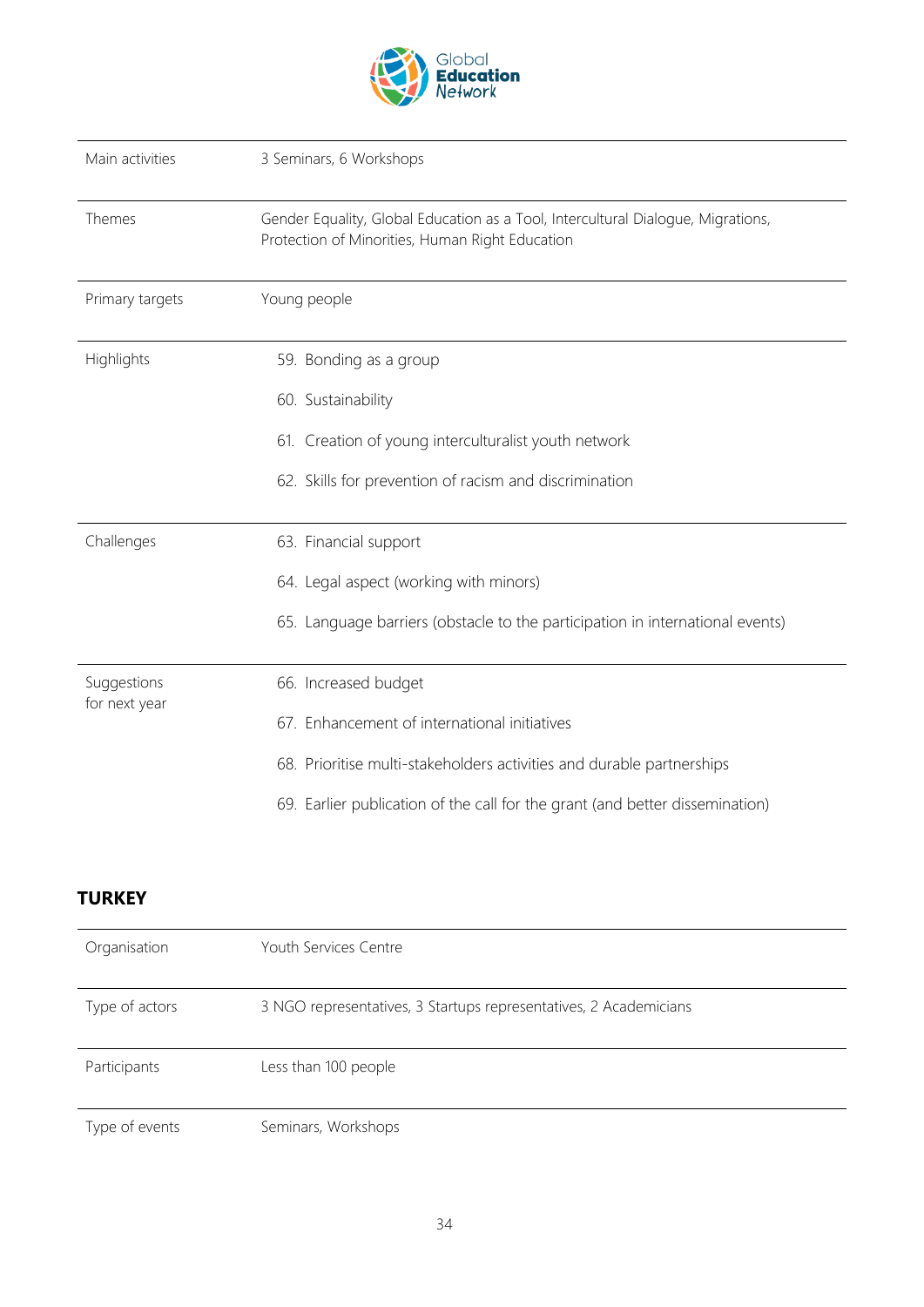| | |
|---|---|
| Main activities | 3 Seminars, 6 Workshops |
| Themes | Gender Equality, Global Education as a Tool, Intercultural Dialogue, Migrations, Protection of Minorities, Human Right Education |
| Primary targets | Young people |
| Highlights | 59. Bonding as a group<br>60. Sustainability<br>61. Creation of young interculturalist youth network<br>62. Skills for prevention of racism and discrimination |
| Challenges | 63. Financial support<br>64. Legal aspect (working with minors)<br>65. Language barriers (obstacle to the participation in international events) |
| Suggestions for next year | 66. Increased budget<br>67. Enhancement of international initiatives<br>68. Prioritise multi-stakeholders activities and durable partnerships<br>69. Earlier publication of the call for the grant (and better dissemination) |

## TURKEY

| | |
|---|---|
| Organisation | Youth Services Centre |
| Type of actors | 3 NGO representatives, 3 Startups representatives, 2 Academicians |
| Participants | Less than 100 people |
| Type of events | Seminars, Workshops |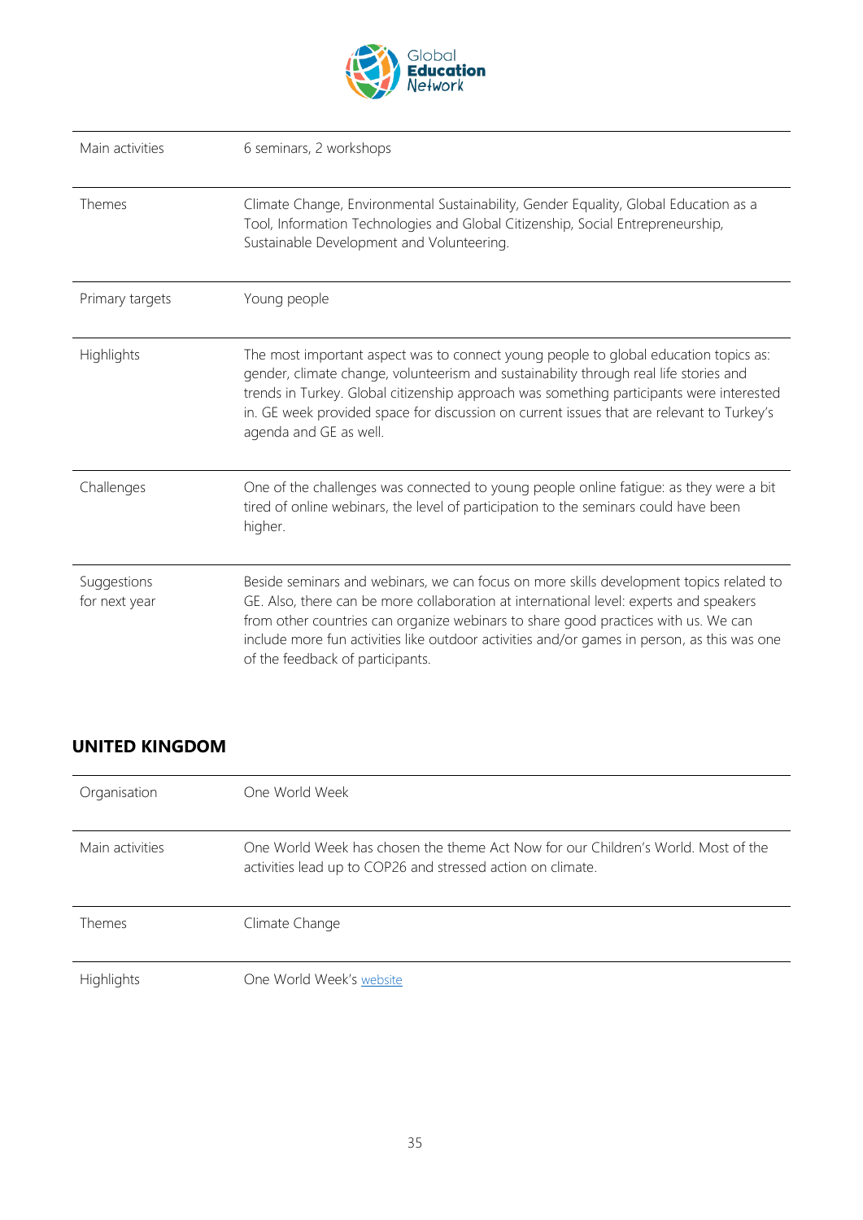| | |
|---|---|
| Main activities | 6 seminars, 2 workshops |
| Themes | Climate Change, Environmental Sustainability, Gender Equality, Global Education as a Tool, Information Technologies and Global Citizenship, Social Entrepreneurship, Sustainable Development and Volunteering. |
| Primary targets | Young people |
| Highlights | The most important aspect was to connect young people to global education topics as: gender, climate change, volunteerism and sustainability through real life stories and trends in Turkey. Global citizenship approach was something participants were interested in. GE week provided space for discussion on current issues that are relevant to Turkey's agenda and GE as well. |
| Challenges | One of the challenges was connected to young people online fatigue: as they were a bit tired of online webinars, the level of participation to the seminars could have been higher. |
| Suggestions for next year | Beside seminars and webinars, we can focus on more skills development topics related to GE. Also, there can be more collaboration at international level: experts and speakers from other countries can organize webinars to share good practices with us. We can include more fun activities like outdoor activities and/or games in person, as this was one of the feedback of participants. |

## UNITED KINGDOM

| | |
|---|---|
| Organisation | One World Week |
| Main activities | One World Week has chosen the theme Act Now for our Children's World. Most of the activities lead up to COP26 and stressed action on climate. |
| Themes | Climate Change |
| Highlights | One World Week's website |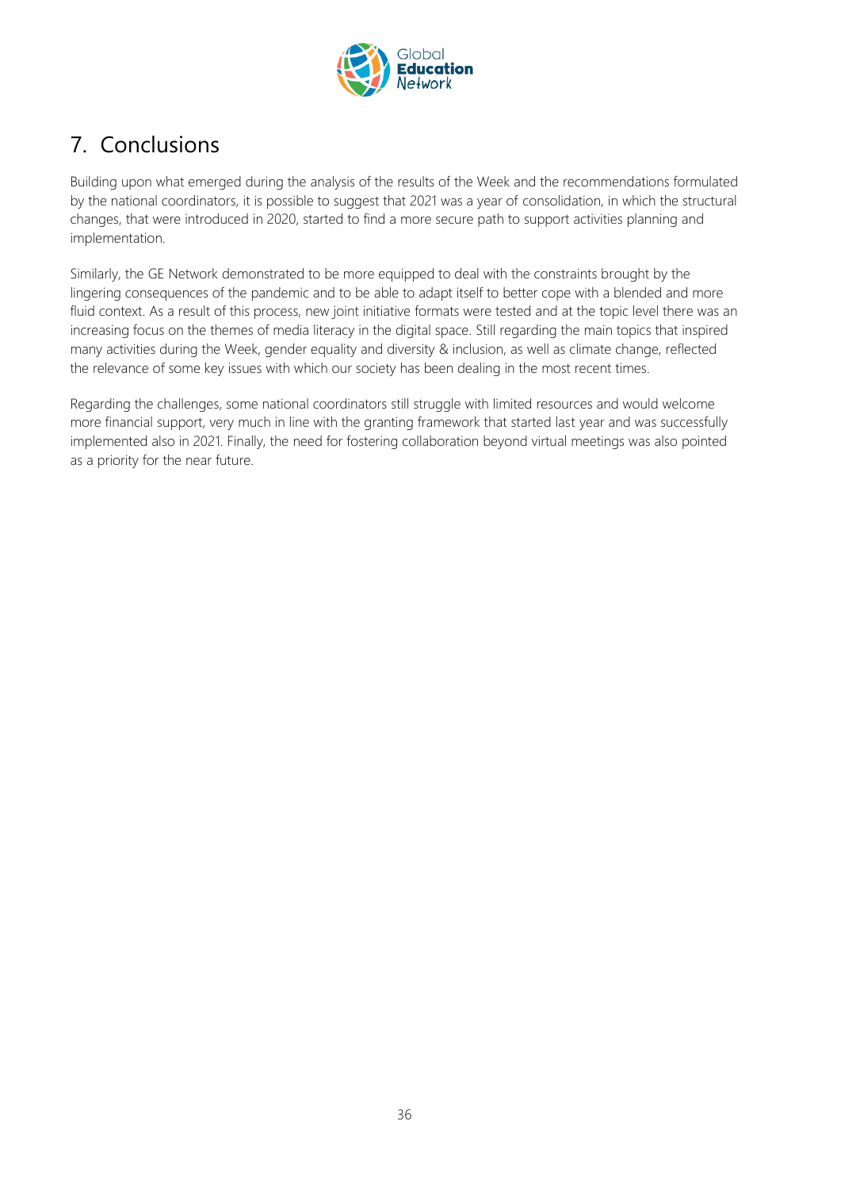# 7. Conclusions

Building upon what emerged during the analysis of the results of the Week and the recommendations formulated by the national coordinators, it is possible to suggest that 2021 was a year of consolidation, in which the structural changes, that were introduced in 2020, started to find a more secure path to support activities planning and implementation.

Similarly, the GE Network demonstrated to be more equipped to deal with the constraints brought by the lingering consequences of the pandemic and to be able to adapt itself to better cope with a blended and more fluid context. As a result of this process, new joint initiative formats were tested and at the topic level there was an increasing focus on the themes of media literacy in the digital space. Still regarding the main topics that inspired many activities during the Week, gender equality and diversity & inclusion, as well as climate change, reflected the relevance of some key issues with which our society has been dealing in the most recent times.

Regarding the challenges, some national coordinators still struggle with limited resources and would welcome more financial support, very much in line with the granting framework that started last year and was successfully implemented also in 2021. Finally, the need for fostering collaboration beyond virtual meetings was also pointed as a priority for the near future.